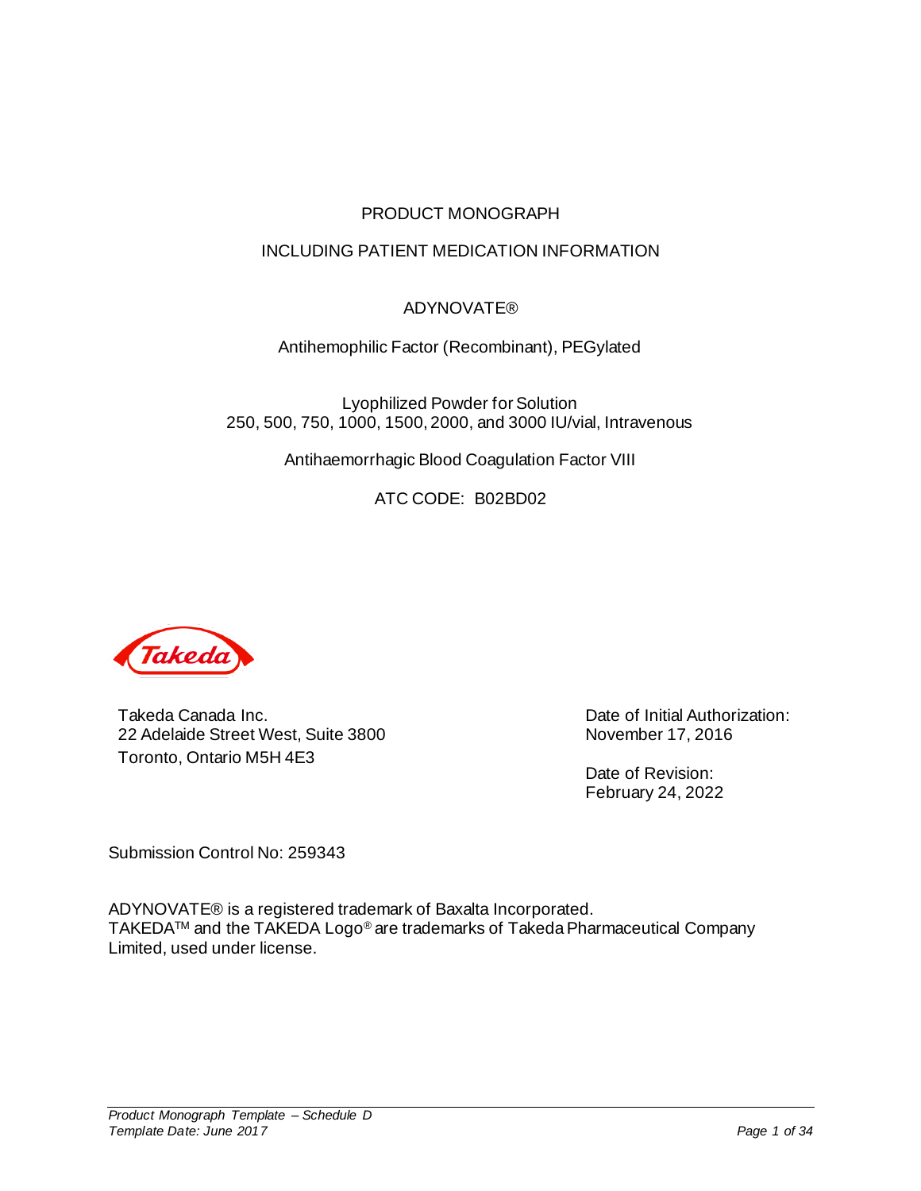PRODUCT MONOGRAPH

INCLUDING PATIENT MEDICATION INFORMATION

ADYNOVATE®

Antihemophilic Factor (Recombinant), PEGylated

Lyophilized Powder for Solution
250, 500, 750, 1000, 1500, 2000, and 3000 IU/vial, Intravenous

Antihaemorrhagic Blood Coagulation Factor VIII

ATC CODE: B02BD02

Takeda Canada Inc.
22 Adelaide Street West, Suite 3800
Toronto, Ontario M5H 4E3

Date of Initial Authorization:
November 17, 2016

Date of Revision:
February 24, 2022

Submission Control No: 259343

ADYNOVATE® is a registered trademark of Baxalta Incorporated.
TAKEDA™ and the TAKEDA Logo® are trademarks of Takeda Pharmaceutical Company Limited, used under license.

*Product Monograph Template – Schedule D*
*Template Date: June 2017*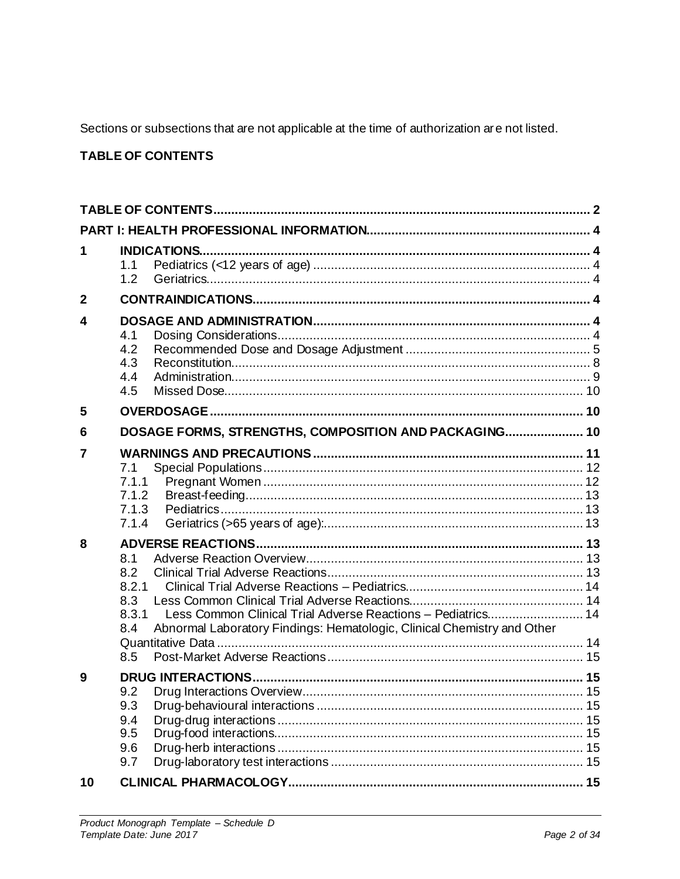Sections or subsections that are not applicable at the time of authorization are not listed.

**TABLE OF CONTENTS**

**TABLE OF CONTENTS** .......... 2

**PART I: HEALTH PROFESSIONAL INFORMATION** .......... 4

**1 INDICATIONS** .......... 4
- 1.1 Pediatrics (<12 years of age) .......... 4
- 1.2 Geriatrics .......... 4

**2 CONTRAINDICATIONS** .......... 4

**4 DOSAGE AND ADMINISTRATION** .......... 4
- 4.1 Dosing Considerations .......... 4
- 4.2 Recommended Dose and Dosage Adjustment .......... 5
- 4.3 Reconstitution .......... 8
- 4.4 Administration .......... 9
- 4.5 Missed Dose .......... 10

**5 OVERDOSAGE** .......... 10

**6 DOSAGE FORMS, STRENGTHS, COMPOSITION AND PACKAGING** .......... 10

**7 WARNINGS AND PRECAUTIONS** .......... 11
- 7.1 Special Populations .......... 12
- 7.1.1 Pregnant Women .......... 12
- 7.1.2 Breast-feeding .......... 13
- 7.1.3 Pediatrics .......... 13
- 7.1.4 Geriatrics (>65 years of age): .......... 13

**8 ADVERSE REACTIONS** .......... 13
- 8.1 Adverse Reaction Overview .......... 13
- 8.2 Clinical Trial Adverse Reactions .......... 13
- 8.2.1 Clinical Trial Adverse Reactions – Pediatrics .......... 14
- 8.3 Less Common Clinical Trial Adverse Reactions .......... 14
- 8.3.1 Less Common Clinical Trial Adverse Reactions – Pediatrics .......... 14
- 8.4 Abnormal Laboratory Findings: Hematologic, Clinical Chemistry and Other Quantitative Data .......... 14
- 8.5 Post-Market Adverse Reactions .......... 15

**9 DRUG INTERACTIONS** .......... 15
- 9.2 Drug Interactions Overview .......... 15
- 9.3 Drug-behavioural interactions .......... 15
- 9.4 Drug-drug interactions .......... 15
- 9.5 Drug-food interactions .......... 15
- 9.6 Drug-herb interactions .......... 15
- 9.7 Drug-laboratory test interactions .......... 15

**10 CLINICAL PHARMACOLOGY** .......... 15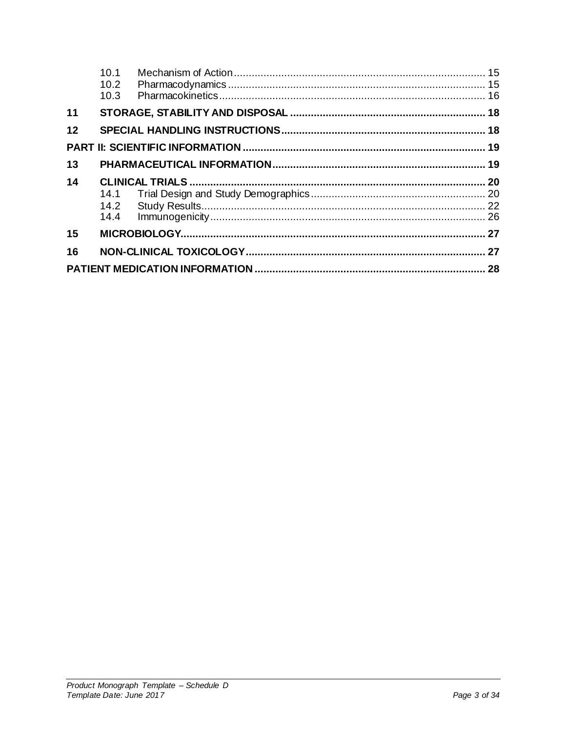10.1 Mechanism of Action .................................................................................... 15
10.2 Pharmacodynamics ...................................................................................... 15
10.3 Pharmacokinetics ......................................................................................... 16

**11 STORAGE, STABILITY AND DISPOSAL ................................................................. 18**

**12 SPECIAL HANDLING INSTRUCTIONS ................................................................... 18**

**PART II: SCIENTIFIC INFORMATION ................................................................................. 19**

**13 PHARMACEUTICAL INFORMATION ...................................................................... 19**

**14 CLINICAL TRIALS ................................................................................................. 20**

14.1 Trial Design and Study Demographics .......................................................... 20
14.2 Study Results ............................................................................................... 22
14.4 Immunogenicity ............................................................................................ 26

**15 MICROBIOLOGY ..................................................................................................... 27**

**16 NON-CLINICAL TOXICOLOGY ................................................................................ 27**

**PATIENT MEDICATION INFORMATION ............................................................................. 28**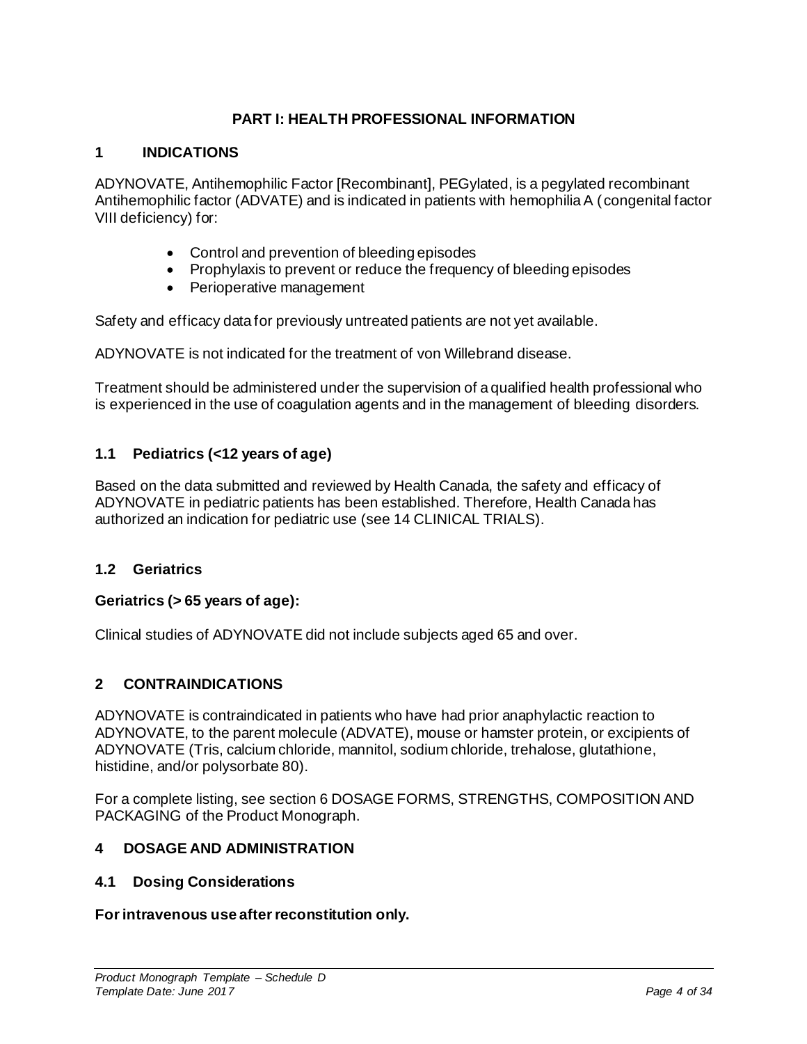## PART I: HEALTH PROFESSIONAL INFORMATION

## 1 INDICATIONS

ADYNOVATE, Antihemophilic Factor [Recombinant], PEGylated, is a pegylated recombinant Antihemophilic factor (ADVATE) and is indicated in patients with hemophilia A (congenital factor VIII deficiency) for:

- Control and prevention of bleeding episodes
- Prophylaxis to prevent or reduce the frequency of bleeding episodes
- Perioperative management

Safety and efficacy data for previously untreated patients are not yet available.

ADYNOVATE is not indicated for the treatment of von Willebrand disease.

Treatment should be administered under the supervision of a qualified health professional who is experienced in the use of coagulation agents and in the management of bleeding disorders.

### 1.1 Pediatrics (<12 years of age)

Based on the data submitted and reviewed by Health Canada, the safety and efficacy of ADYNOVATE in pediatric patients has been established. Therefore, Health Canada has authorized an indication for pediatric use (see 14 CLINICAL TRIALS).

### 1.2 Geriatrics

**Geriatrics (> 65 years of age):**

Clinical studies of ADYNOVATE did not include subjects aged 65 and over.

## 2 CONTRAINDICATIONS

ADYNOVATE is contraindicated in patients who have had prior anaphylactic reaction to ADYNOVATE, to the parent molecule (ADVATE), mouse or hamster protein, or excipients of ADYNOVATE (Tris, calcium chloride, mannitol, sodium chloride, trehalose, glutathione, histidine, and/or polysorbate 80).

For a complete listing, see section 6 DOSAGE FORMS, STRENGTHS, COMPOSITION AND PACKAGING of the Product Monograph.

## 4 DOSAGE AND ADMINISTRATION

### 4.1 Dosing Considerations

**For intravenous use after reconstitution only.**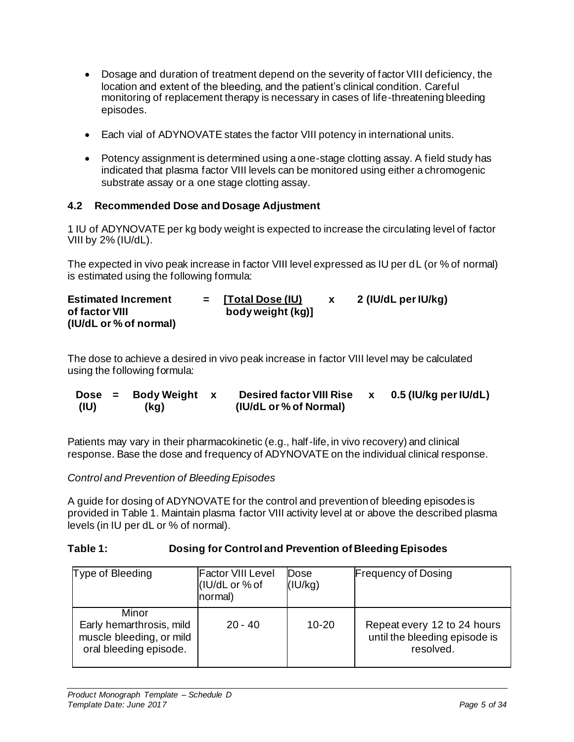- Dosage and duration of treatment depend on the severity of factor VIII deficiency, the location and extent of the bleeding, and the patient's clinical condition. Careful monitoring of replacement therapy is necessary in cases of life-threatening bleeding episodes.
- Each vial of ADYNOVATE states the factor VIII potency in international units.
- Potency assignment is determined using a one-stage clotting assay. A field study has indicated that plasma factor VIII levels can be monitored using either a chromogenic substrate assay or a one stage clotting assay.

### 4.2 Recommended Dose and Dosage Adjustment

1 IU of ADYNOVATE per kg body weight is expected to increase the circulating level of factor VIII by 2% (IU/dL).

The expected in vivo peak increase in factor VIII level expressed as IU per dL (or % of normal) is estimated using the following formula:

$$\textbf{Estimated Increment of factor VIII (IU/dL or \% of normal)} = \left[\frac{\textbf{Total Dose (IU)}}{\textbf{body weight (kg)}}\right] \times \textbf{2 (IU/dL per IU/kg)}$$

The dose to achieve a desired in vivo peak increase in factor VIII level may be calculated using the following formula:

$$\textbf{Dose (IU)} = \textbf{Body Weight (kg)} \times \textbf{Desired factor VIII Rise (IU/dL or \% of Normal)} \times \textbf{0.5 (IU/kg per IU/dL)}$$

Patients may vary in their pharmacokinetic (e.g., half-life, in vivo recovery) and clinical response. Base the dose and frequency of ADYNOVATE on the individual clinical response.

*Control and Prevention of Bleeding Episodes*

A guide for dosing of ADYNOVATE for the control and prevention of bleeding episodes is provided in Table 1. Maintain plasma factor VIII activity level at or above the described plasma levels (in IU per dL or % of normal).

**Table 1: Dosing for Control and Prevention of Bleeding Episodes**

| Type of Bleeding | Factor VIII Level (IU/dL or % of normal) | Dose (IU/kg) | Frequency of Dosing |
|---|---|---|---|
| Minor<br>Early hemarthrosis, mild muscle bleeding, or mild oral bleeding episode. | 20 - 40 | 10-20 | Repeat every 12 to 24 hours until the bleeding episode is resolved. |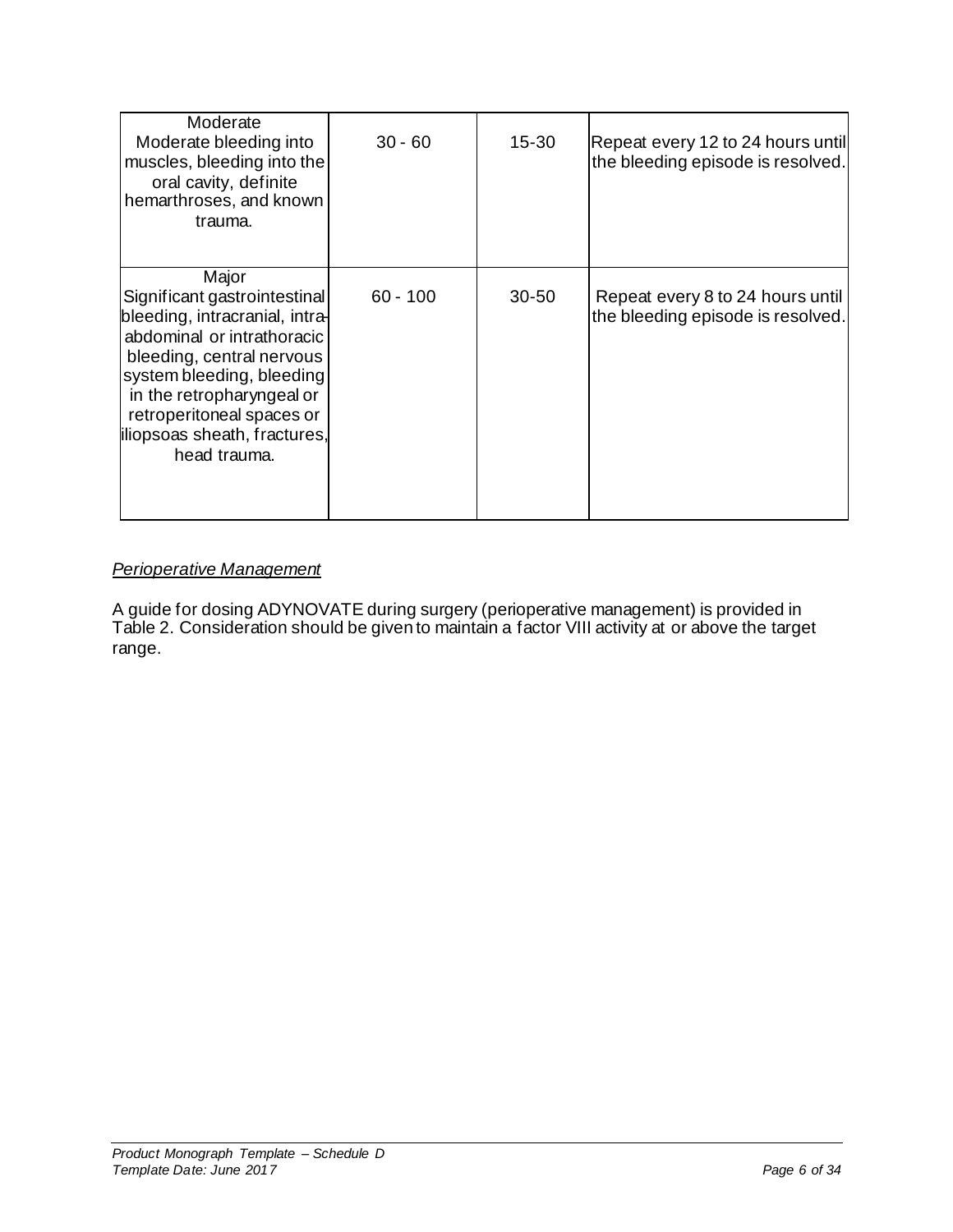| | | | |
|---|---|---|---|
| Moderate<br>Moderate bleeding into muscles, bleeding into the oral cavity, definite hemarthroses, and known trauma. | 30 - 60 | 15-30 | Repeat every 12 to 24 hours until the bleeding episode is resolved. |
| Major<br>Significant gastrointestinal bleeding, intracranial, intra-abdominal or intrathoracic bleeding, central nervous system bleeding, bleeding in the retropharyngeal or retroperitoneal spaces or iliopsoas sheath, fractures, head trauma. | 60 - 100 | 30-50 | Repeat every 8 to 24 hours until the bleeding episode is resolved. |

*Perioperative Management*

A guide for dosing ADYNOVATE during surgery (perioperative management) is provided in Table 2. Consideration should be given to maintain a factor VIII activity at or above the target range.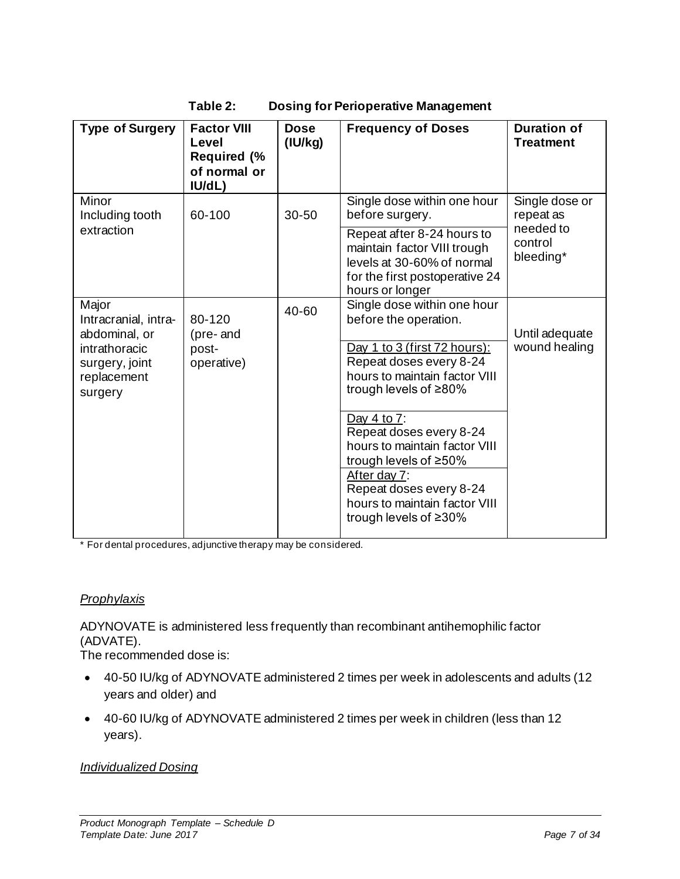**Table 2: Dosing for Perioperative Management**

| Type of Surgery | Factor VIII Level Required (% of normal or IU/dL) | Dose (IU/kg) | Frequency of Doses | Duration of Treatment |
|---|---|---|---|---|
| Minor Including tooth extraction | 60-100 | 30-50 | Single dose within one hour before surgery. | Single dose or repeat as needed to control bleeding* |
| | | | Repeat after 8-24 hours to maintain factor VIII trough levels at 30-60% of normal for the first postoperative 24 hours or longer | |
| Major Intracranial, intra-abdominal, or intrathoracic surgery, joint replacement surgery | 80-120 (pre- and post-operative) | 40-60 | Single dose within one hour before the operation. | Until adequate wound healing |
| | | | Day 1 to 3 (first 72 hours): Repeat doses every 8-24 hours to maintain factor VIII trough levels of ≥80% | |
| | | | Day 4 to 7: Repeat doses every 8-24 hours to maintain factor VIII trough levels of ≥50% | |
| | | | After day 7: Repeat doses every 8-24 hours to maintain factor VIII trough levels of ≥30% | |

* For dental procedures, adjunctive therapy may be considered.

*Prophylaxis*

ADYNOVATE is administered less frequently than recombinant antihemophilic factor (ADVATE).
The recommended dose is:

- 40-50 IU/kg of ADYNOVATE administered 2 times per week in adolescents and adults (12 years and older) and
- 40-60 IU/kg of ADYNOVATE administered 2 times per week in children (less than 12 years).

*Individualized Dosing*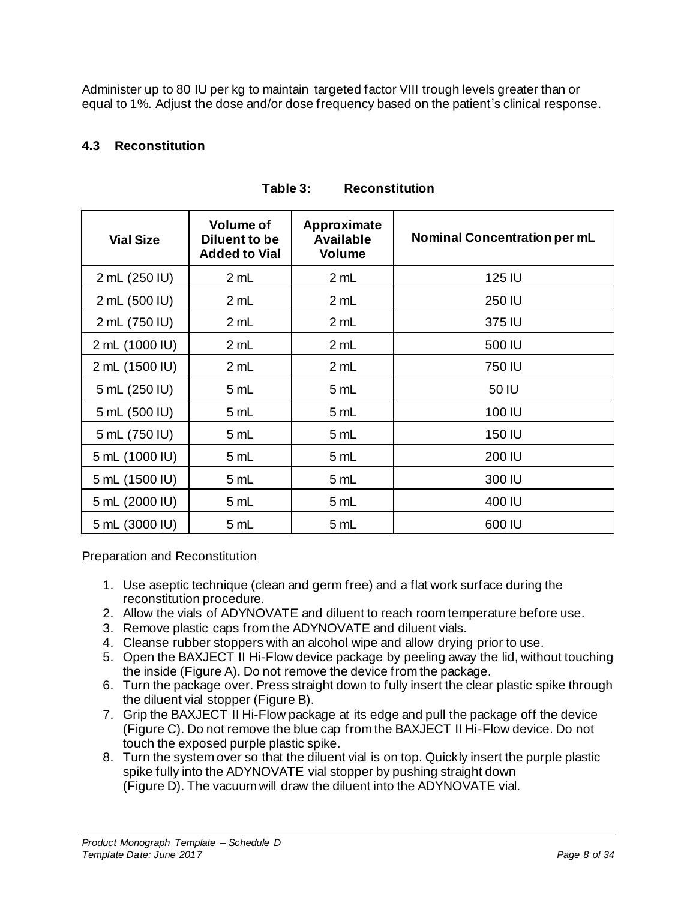Administer up to 80 IU per kg to maintain targeted factor VIII trough levels greater than or equal to 1%. Adjust the dose and/or dose frequency based on the patient's clinical response.

### 4.3 Reconstitution

**Table 3: Reconstitution**

| Vial Size | Volume of Diluent to be Added to Vial | Approximate Available Volume | Nominal Concentration per mL |
|---|---|---|---|
| 2 mL (250 IU) | 2 mL | 2 mL | 125 IU |
| 2 mL (500 IU) | 2 mL | 2 mL | 250 IU |
| 2 mL (750 IU) | 2 mL | 2 mL | 375 IU |
| 2 mL (1000 IU) | 2 mL | 2 mL | 500 IU |
| 2 mL (1500 IU) | 2 mL | 2 mL | 750 IU |
| 5 mL (250 IU) | 5 mL | 5 mL | 50 IU |
| 5 mL (500 IU) | 5 mL | 5 mL | 100 IU |
| 5 mL (750 IU) | 5 mL | 5 mL | 150 IU |
| 5 mL (1000 IU) | 5 mL | 5 mL | 200 IU |
| 5 mL (1500 IU) | 5 mL | 5 mL | 300 IU |
| 5 mL (2000 IU) | 5 mL | 5 mL | 400 IU |
| 5 mL (3000 IU) | 5 mL | 5 mL | 600 IU |

Preparation and Reconstitution

1. Use aseptic technique (clean and germ free) and a flat work surface during the reconstitution procedure.
2. Allow the vials of ADYNOVATE and diluent to reach room temperature before use.
3. Remove plastic caps from the ADYNOVATE and diluent vials.
4. Cleanse rubber stoppers with an alcohol wipe and allow drying prior to use.
5. Open the BAXJECT II Hi-Flow device package by peeling away the lid, without touching the inside (Figure A). Do not remove the device from the package.
6. Turn the package over. Press straight down to fully insert the clear plastic spike through the diluent vial stopper (Figure B).
7. Grip the BAXJECT II Hi-Flow package at its edge and pull the package off the device (Figure C). Do not remove the blue cap from the BAXJECT II Hi-Flow device. Do not touch the exposed purple plastic spike.
8. Turn the system over so that the diluent vial is on top. Quickly insert the purple plastic spike fully into the ADYNOVATE vial stopper by pushing straight down (Figure D). The vacuum will draw the diluent into the ADYNOVATE vial.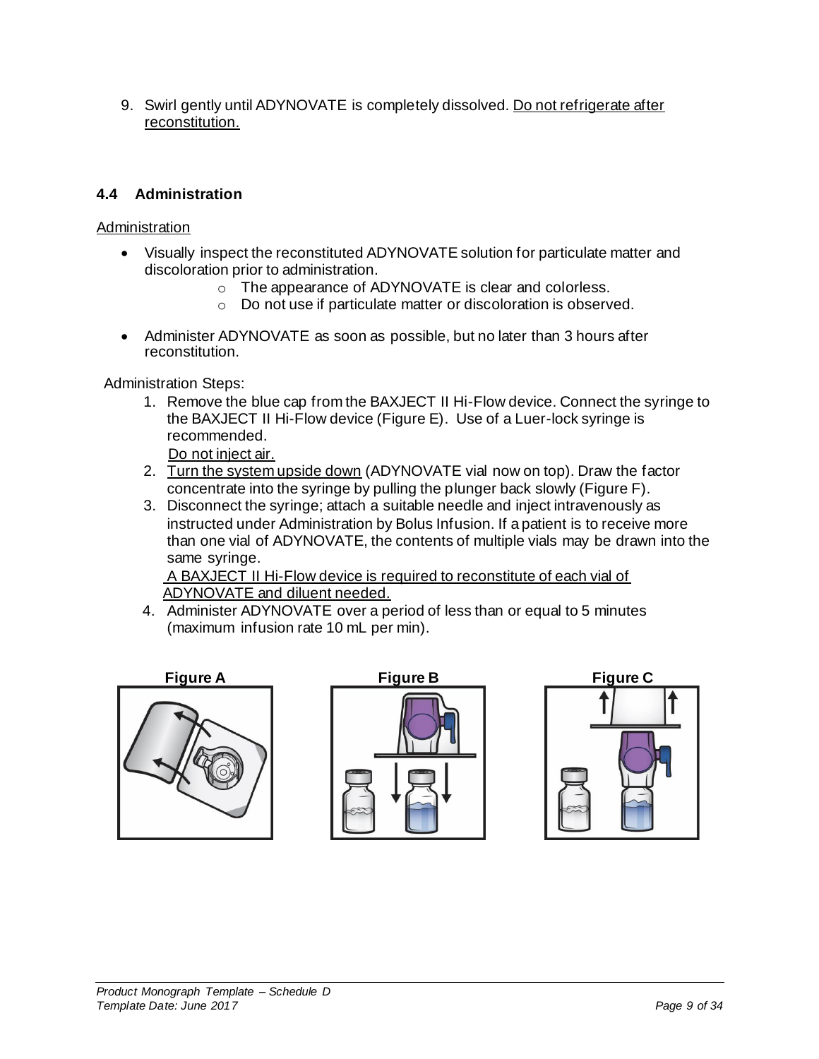9. Swirl gently until ADYNOVATE is completely dissolved. <u>Do not refrigerate after reconstitution.</u>

### 4.4 Administration

<u>Administration</u>

- Visually inspect the reconstituted ADYNOVATE solution for particulate matter and discoloration prior to administration.
  - The appearance of ADYNOVATE is clear and colorless.
  - Do not use if particulate matter or discoloration is observed.
- Administer ADYNOVATE as soon as possible, but no later than 3 hours after reconstitution.

Administration Steps:

1. Remove the blue cap from the BAXJECT II Hi-Flow device. Connect the syringe to the BAXJECT II Hi-Flow device (Figure E). Use of a Luer-lock syringe is recommended.
   <u>Do not inject air.</u>
2. <u>Turn the system upside down</u> (ADYNOVATE vial now on top). Draw the factor concentrate into the syringe by pulling the plunger back slowly (Figure F).
3. Disconnect the syringe; attach a suitable needle and inject intravenously as instructed under Administration by Bolus Infusion. If a patient is to receive more than one vial of ADYNOVATE, the contents of multiple vials may be drawn into the same syringe.
   <u>A BAXJECT II Hi-Flow device is required to reconstitute of each vial of ADYNOVATE and diluent needed.</u>
4. Administer ADYNOVATE over a period of less than or equal to 5 minutes (maximum infusion rate 10 mL per min).

**Figure A** **Figure B** **Figure C**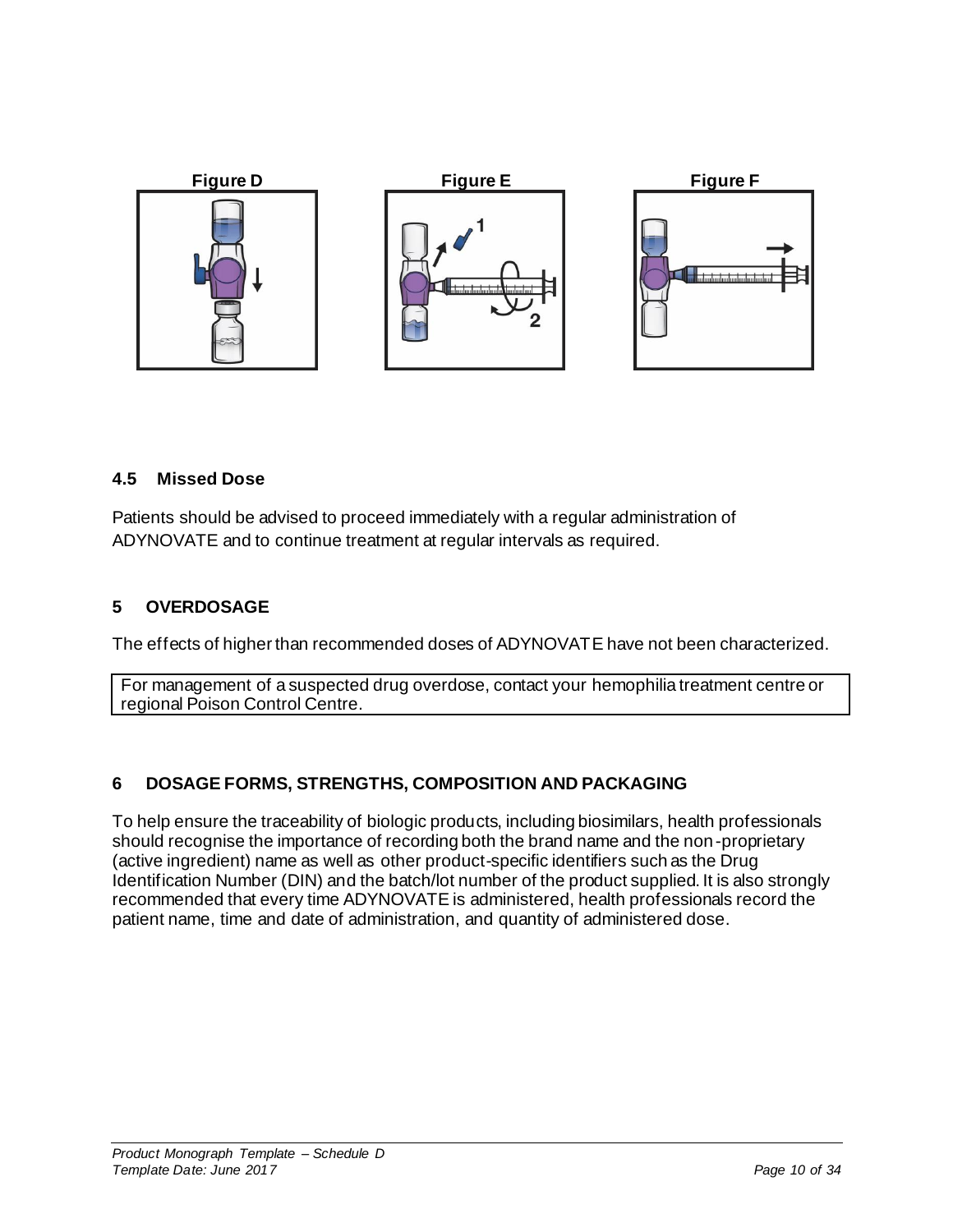Figure D

Figure E

Figure F

### 4.5 Missed Dose

Patients should be advised to proceed immediately with a regular administration of ADYNOVATE and to continue treatment at regular intervals as required.

## 5 OVERDOSAGE

The effects of higher than recommended doses of ADYNOVATE have not been characterized.

| For management of a suspected drug overdose, contact your hemophilia treatment centre or regional Poison Control Centre. |
| --- |

## 6 DOSAGE FORMS, STRENGTHS, COMPOSITION AND PACKAGING

To help ensure the traceability of biologic products, including biosimilars, health professionals should recognise the importance of recording both the brand name and the non-proprietary (active ingredient) name as well as other product-specific identifiers such as the Drug Identification Number (DIN) and the batch/lot number of the product supplied. It is also strongly recommended that every time ADYNOVATE is administered, health professionals record the patient name, time and date of administration, and quantity of administered dose.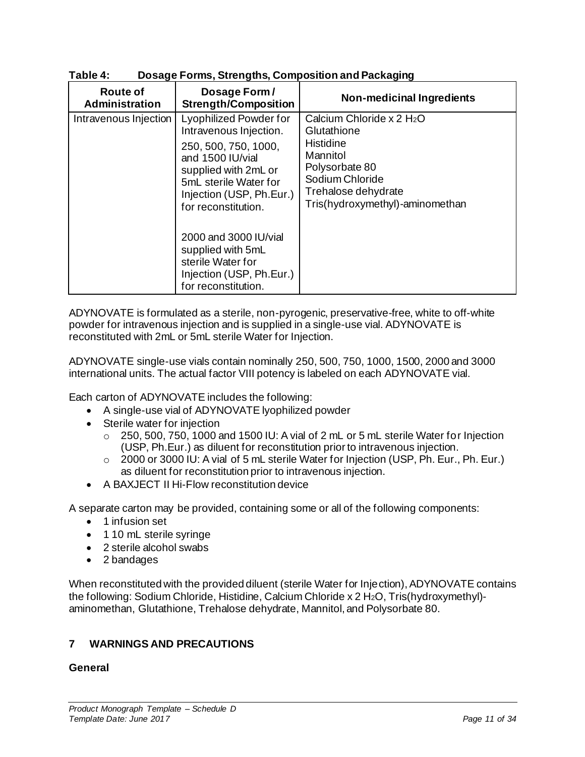**Table 4: Dosage Forms, Strengths, Composition and Packaging**

| Route of Administration | Dosage Form / Strength/Composition | Non-medicinal Ingredients |
|---|---|---|
| Intravenous Injection | Lyophilized Powder for Intravenous Injection.<br><br>250, 500, 750, 1000, and 1500 IU/vial supplied with 2mL or 5mL sterile Water for Injection (USP, Ph.Eur.) for reconstitution.<br><br>2000 and 3000 IU/vial supplied with 5mL sterile Water for Injection (USP, Ph.Eur.) for reconstitution. | Calcium Chloride x 2 $H_2O$<br>Glutathione<br>Histidine<br>Mannitol<br>Polysorbate 80<br>Sodium Chloride<br>Trehalose dehydrate<br>Tris(hydroxymethyl)-aminomethan |

ADYNOVATE is formulated as a sterile, non-pyrogenic, preservative-free, white to off-white powder for intravenous injection and is supplied in a single-use vial. ADYNOVATE is reconstituted with 2mL or 5mL sterile Water for Injection.

ADYNOVATE single-use vials contain nominally 250, 500, 750, 1000, 1500, 2000 and 3000 international units. The actual factor VIII potency is labeled on each ADYNOVATE vial.

Each carton of ADYNOVATE includes the following:

- A single-use vial of ADYNOVATE lyophilized powder
- Sterile water for injection
  - 250, 500, 750, 1000 and 1500 IU: A vial of 2 mL or 5 mL sterile Water for Injection (USP, Ph.Eur.) as diluent for reconstitution prior to intravenous injection.
  - 2000 or 3000 IU: A vial of 5 mL sterile Water for Injection (USP, Ph. Eur., Ph. Eur.) as diluent for reconstitution prior to intravenous injection.
- A BAXJECT II Hi-Flow reconstitution device

A separate carton may be provided, containing some or all of the following components:

- 1 infusion set
- 1 10 mL sterile syringe
- 2 sterile alcohol swabs
- 2 bandages

When reconstituted with the provided diluent (sterile Water for Injection), ADYNOVATE contains the following: Sodium Chloride, Histidine, Calcium Chloride x 2 $H_2O$, Tris(hydroxymethyl)-aminomethan, Glutathione, Trehalose dehydrate, Mannitol, and Polysorbate 80.

## 7 WARNINGS AND PRECAUTIONS

### General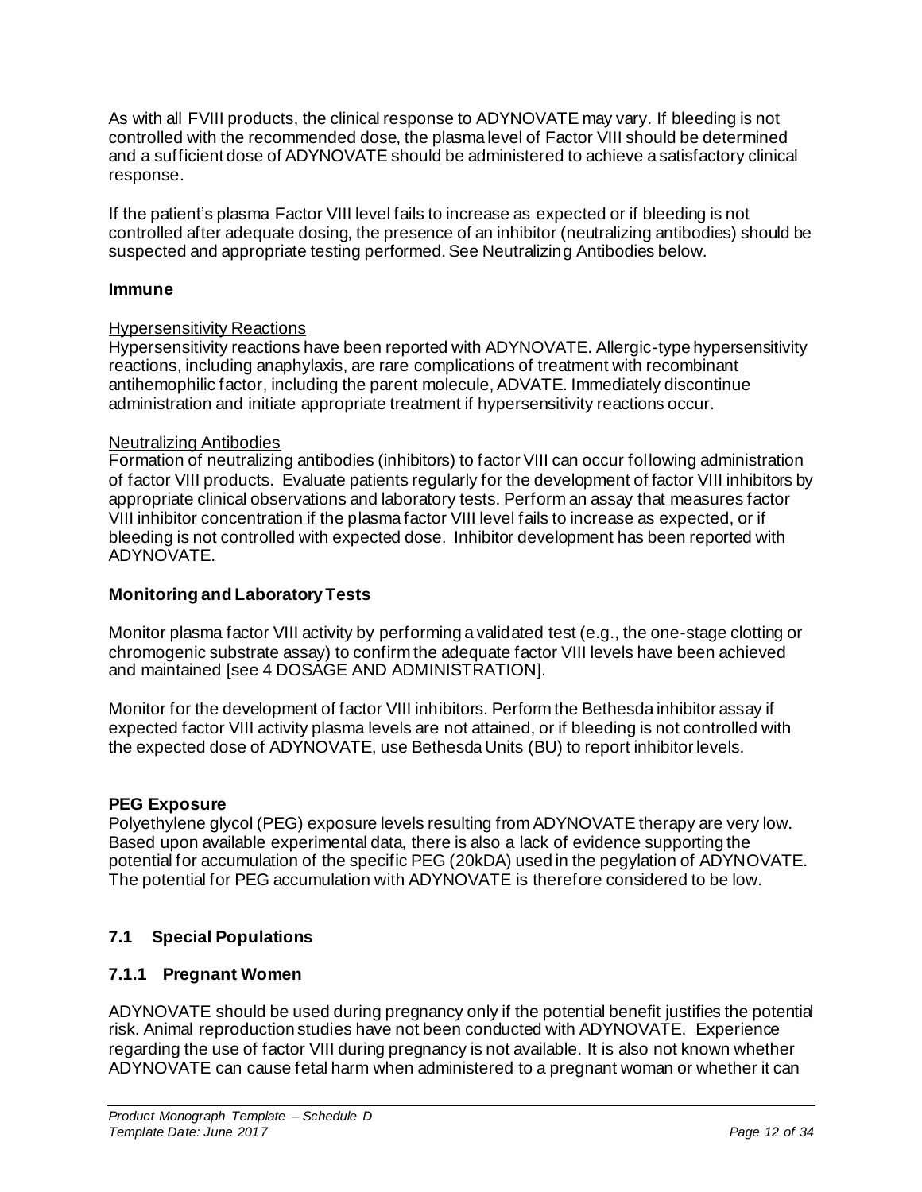As with all FVIII products, the clinical response to ADYNOVATE may vary. If bleeding is not controlled with the recommended dose, the plasma level of Factor VIII should be determined and a sufficient dose of ADYNOVATE should be administered to achieve a satisfactory clinical response.

If the patient's plasma Factor VIII level fails to increase as expected or if bleeding is not controlled after adequate dosing, the presence of an inhibitor (neutralizing antibodies) should be suspected and appropriate testing performed. See Neutralizing Antibodies below.

**Immune**

Hypersensitivity Reactions

Hypersensitivity reactions have been reported with ADYNOVATE. Allergic-type hypersensitivity reactions, including anaphylaxis, are rare complications of treatment with recombinant antihemophilic factor, including the parent molecule, ADVATE. Immediately discontinue administration and initiate appropriate treatment if hypersensitivity reactions occur.

Neutralizing Antibodies

Formation of neutralizing antibodies (inhibitors) to factor VIII can occur following administration of factor VIII products. Evaluate patients regularly for the development of factor VIII inhibitors by appropriate clinical observations and laboratory tests. Perform an assay that measures factor VIII inhibitor concentration if the plasma factor VIII level fails to increase as expected, or if bleeding is not controlled with expected dose. Inhibitor development has been reported with ADYNOVATE.

**Monitoring and Laboratory Tests**

Monitor plasma factor VIII activity by performing a validated test (e.g., the one-stage clotting or chromogenic substrate assay) to confirm the adequate factor VIII levels have been achieved and maintained [see 4 DOSAGE AND ADMINISTRATION].

Monitor for the development of factor VIII inhibitors. Perform the Bethesda inhibitor assay if expected factor VIII activity plasma levels are not attained, or if bleeding is not controlled with the expected dose of ADYNOVATE, use Bethesda Units (BU) to report inhibitor levels.

**PEG Exposure**

Polyethylene glycol (PEG) exposure levels resulting from ADYNOVATE therapy are very low. Based upon available experimental data, there is also a lack of evidence supporting the potential for accumulation of the specific PEG (20kDA) used in the pegylation of ADYNOVATE. The potential for PEG accumulation with ADYNOVATE is therefore considered to be low.

## 7.1 Special Populations

### 7.1.1 Pregnant Women

ADYNOVATE should be used during pregnancy only if the potential benefit justifies the potential risk. Animal reproduction studies have not been conducted with ADYNOVATE. Experience regarding the use of factor VIII during pregnancy is not available. It is also not known whether ADYNOVATE can cause fetal harm when administered to a pregnant woman or whether it can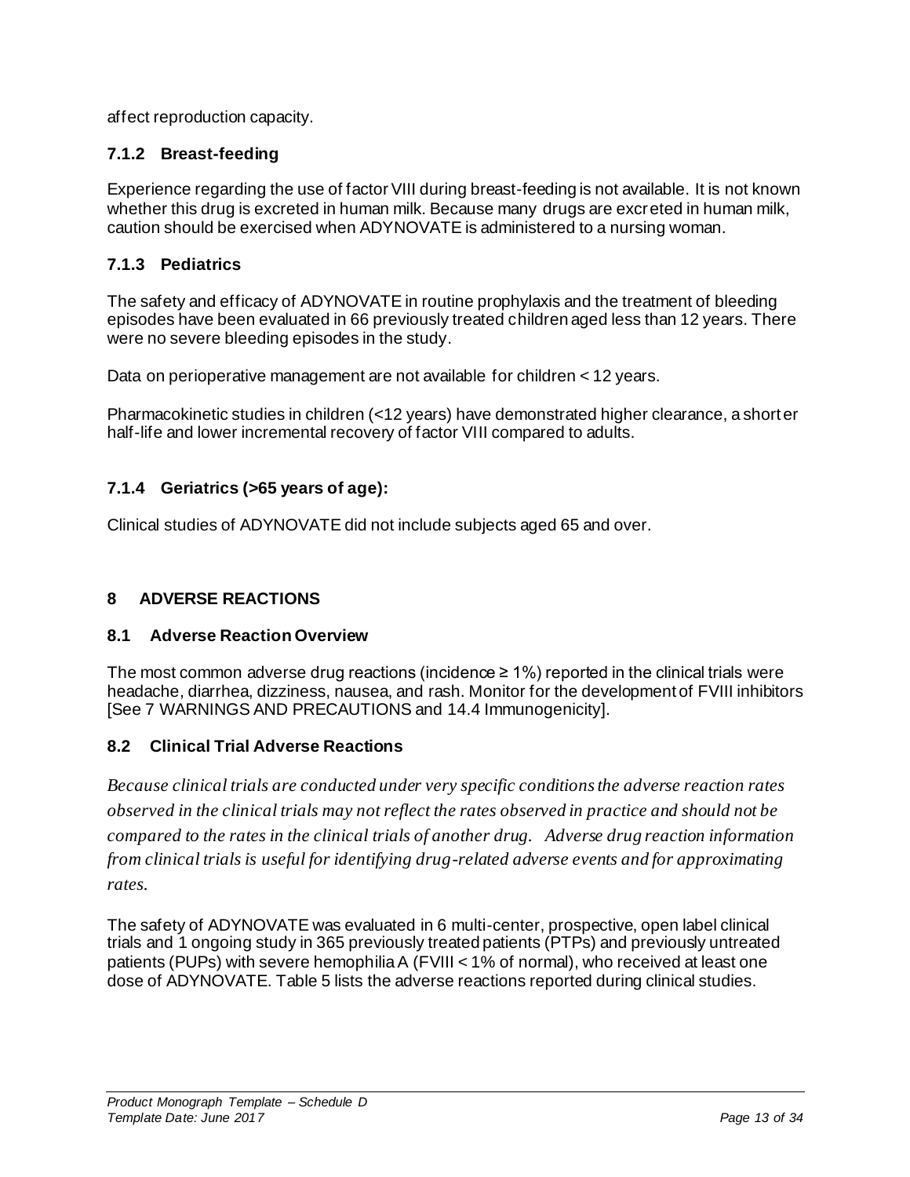affect reproduction capacity.

### 7.1.2 Breast-feeding

Experience regarding the use of factor VIII during breast-feeding is not available. It is not known whether this drug is excreted in human milk. Because many drugs are excreted in human milk, caution should be exercised when ADYNOVATE is administered to a nursing woman.

### 7.1.3 Pediatrics

The safety and efficacy of ADYNOVATE in routine prophylaxis and the treatment of bleeding episodes have been evaluated in 66 previously treated children aged less than 12 years. There were no severe bleeding episodes in the study.

Data on perioperative management are not available for children < 12 years.

Pharmacokinetic studies in children (<12 years) have demonstrated higher clearance, a shorter half-life and lower incremental recovery of factor VIII compared to adults.

### 7.1.4 Geriatrics (>65 years of age):

Clinical studies of ADYNOVATE did not include subjects aged 65 and over.

## 8 ADVERSE REACTIONS

### 8.1 Adverse Reaction Overview

The most common adverse drug reactions (incidence ≥ 1%) reported in the clinical trials were headache, diarrhea, dizziness, nausea, and rash. Monitor for the development of FVIII inhibitors [See 7 WARNINGS AND PRECAUTIONS and 14.4 Immunogenicity].

### 8.2 Clinical Trial Adverse Reactions

*Because clinical trials are conducted under very specific conditions the adverse reaction rates observed in the clinical trials may not reflect the rates observed in practice and should not be compared to the rates in the clinical trials of another drug. Adverse drug reaction information from clinical trials is useful for identifying drug-related adverse events and for approximating rates.*

The safety of ADYNOVATE was evaluated in 6 multi-center, prospective, open label clinical trials and 1 ongoing study in 365 previously treated patients (PTPs) and previously untreated patients (PUPs) with severe hemophilia A (FVIII < 1% of normal), who received at least one dose of ADYNOVATE. Table 5 lists the adverse reactions reported during clinical studies.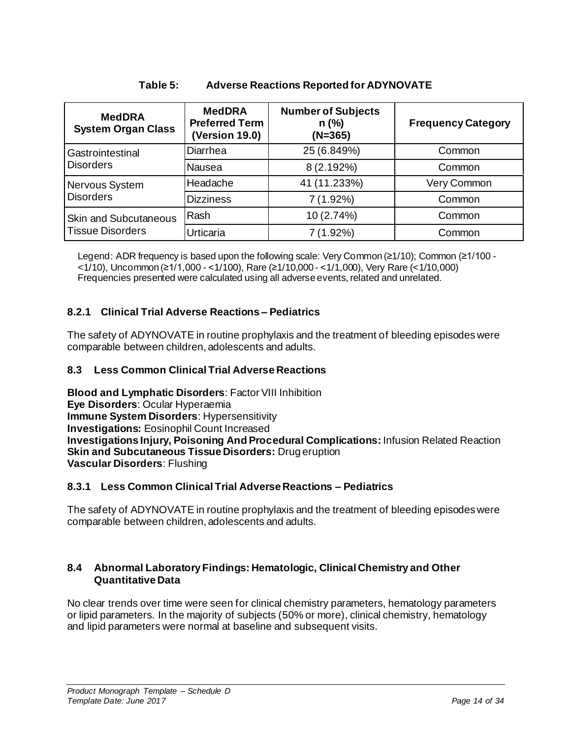**Table 5: Adverse Reactions Reported for ADYNOVATE**

| MedDRA System Organ Class | MedDRA Preferred Term (Version 19.0) | Number of Subjects n (%) (N=365) | Frequency Category |
|---|---|---|---|
| Gastrointestinal Disorders | Diarrhea | 25 (6.849%) | Common |
| | Nausea | 8 (2.192%) | Common |
| Nervous System Disorders | Headache | 41 (11.233%) | Very Common |
| | Dizziness | 7 (1.92%) | Common |
| Skin and Subcutaneous Tissue Disorders | Rash | 10 (2.74%) | Common |
| | Urticaria | 7 (1.92%) | Common |

Legend: ADR frequency is based upon the following scale: Very Common (≥1/10); Common (≥1/100 - <1/10), Uncommon (≥1/1,000 - <1/100), Rare (≥1/10,000 - <1/1,000), Very Rare (<1/10,000)
Frequencies presented were calculated using all adverse events, related and unrelated.

### 8.2.1 Clinical Trial Adverse Reactions – Pediatrics

The safety of ADYNOVATE in routine prophylaxis and the treatment of bleeding episodes were comparable between children, adolescents and adults.

### 8.3 Less Common Clinical Trial Adverse Reactions

**Blood and Lymphatic Disorders**: Factor VIII Inhibition
**Eye Disorders**: Ocular Hyperaemia
**Immune System Disorders**: Hypersensitivity
**Investigations:** Eosinophil Count Increased
**Investigations Injury, Poisoning And Procedural Complications:** Infusion Related Reaction
**Skin and Subcutaneous Tissue Disorders:** Drug eruption
**Vascular Disorders**: Flushing

### 8.3.1 Less Common Clinical Trial Adverse Reactions – Pediatrics

The safety of ADYNOVATE in routine prophylaxis and the treatment of bleeding episodes were comparable between children, adolescents and adults.

### 8.4 Abnormal Laboratory Findings: Hematologic, Clinical Chemistry and Other Quantitative Data

No clear trends over time were seen for clinical chemistry parameters, hematology parameters or lipid parameters. In the majority of subjects (50% or more), clinical chemistry, hematology and lipid parameters were normal at baseline and subsequent visits.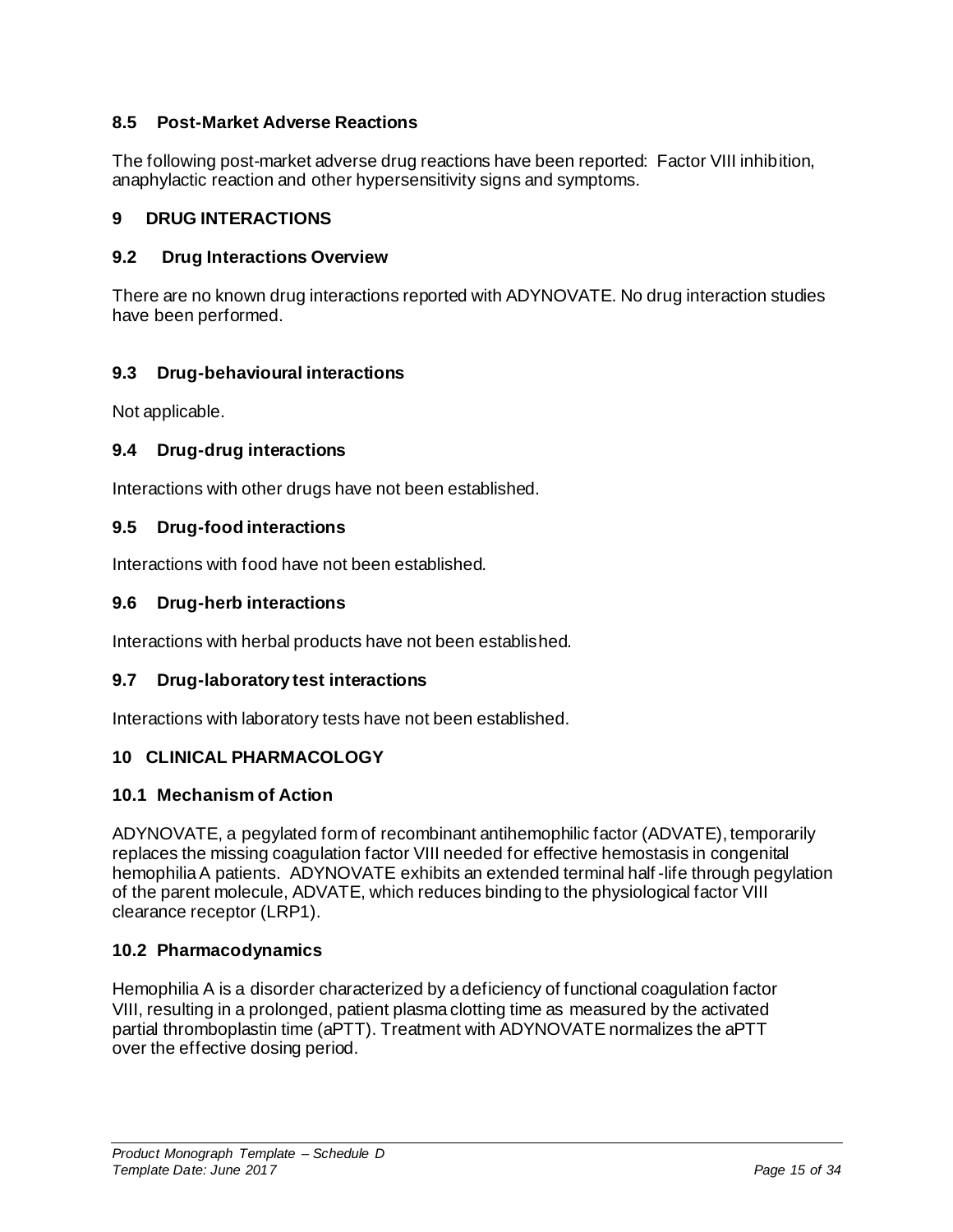### 8.5 Post-Market Adverse Reactions

The following post-market adverse drug reactions have been reported: Factor VIII inhibition, anaphylactic reaction and other hypersensitivity signs and symptoms.

## 9 DRUG INTERACTIONS

### 9.2 Drug Interactions Overview

There are no known drug interactions reported with ADYNOVATE. No drug interaction studies have been performed.

### 9.3 Drug-behavioural interactions

Not applicable.

### 9.4 Drug-drug interactions

Interactions with other drugs have not been established.

### 9.5 Drug-food interactions

Interactions with food have not been established.

### 9.6 Drug-herb interactions

Interactions with herbal products have not been established.

### 9.7 Drug-laboratory test interactions

Interactions with laboratory tests have not been established.

## 10 CLINICAL PHARMACOLOGY

### 10.1 Mechanism of Action

ADYNOVATE, a pegylated form of recombinant antihemophilic factor (ADVATE), temporarily replaces the missing coagulation factor VIII needed for effective hemostasis in congenital hemophilia A patients. ADYNOVATE exhibits an extended terminal half-life through pegylation of the parent molecule, ADVATE, which reduces binding to the physiological factor VIII clearance receptor (LRP1).

### 10.2 Pharmacodynamics

Hemophilia A is a disorder characterized by a deficiency of functional coagulation factor VIII, resulting in a prolonged, patient plasma clotting time as measured by the activated partial thromboplastin time (aPTT). Treatment with ADYNOVATE normalizes the aPTT over the effective dosing period.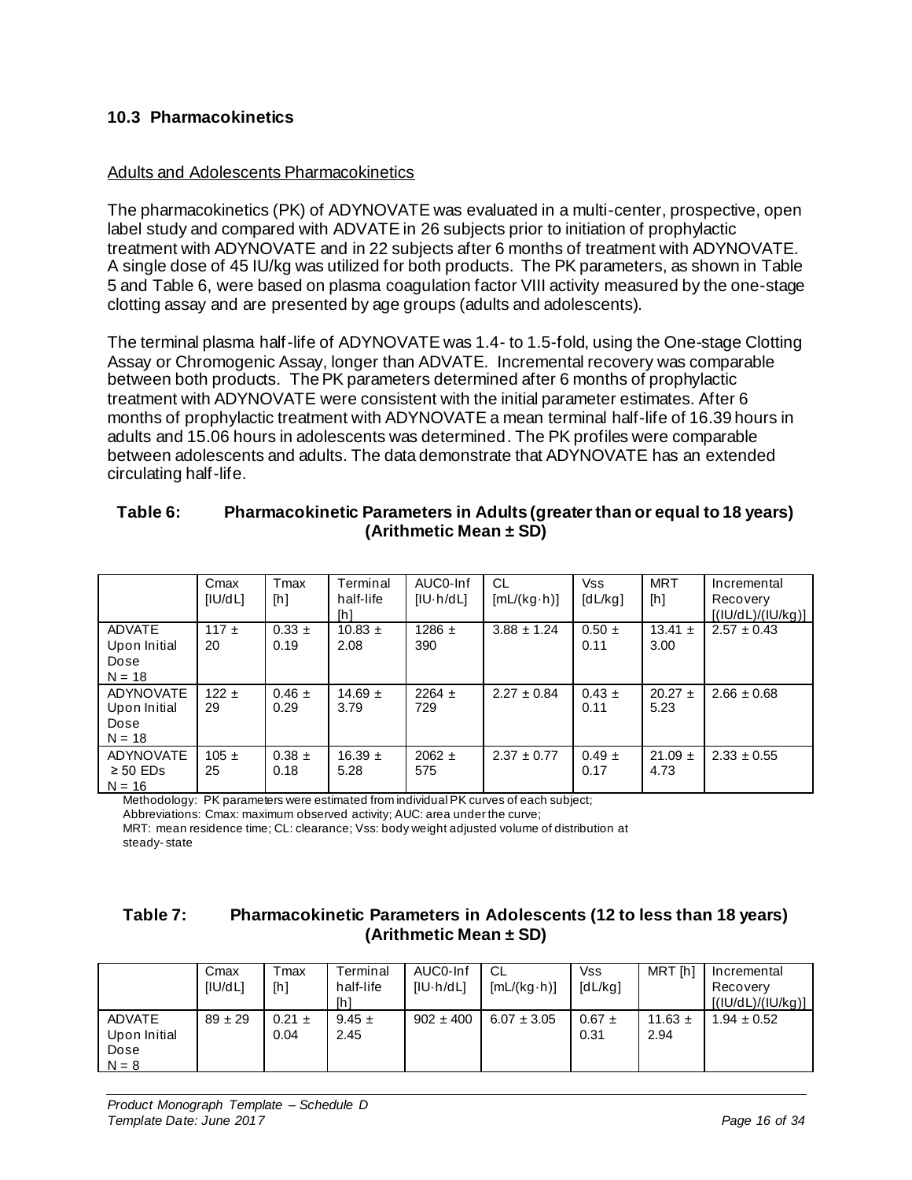### 10.3 Pharmacokinetics

Adults and Adolescents Pharmacokinetics

The pharmacokinetics (PK) of ADYNOVATE was evaluated in a multi-center, prospective, open label study and compared with ADVATE in 26 subjects prior to initiation of prophylactic treatment with ADYNOVATE and in 22 subjects after 6 months of treatment with ADYNOVATE. A single dose of 45 IU/kg was utilized for both products. The PK parameters, as shown in Table 5 and Table 6, were based on plasma coagulation factor VIII activity measured by the one-stage clotting assay and are presented by age groups (adults and adolescents).

The terminal plasma half-life of ADYNOVATE was 1.4- to 1.5-fold, using the One-stage Clotting Assay or Chromogenic Assay, longer than ADVATE. Incremental recovery was comparable between both products. The PK parameters determined after 6 months of prophylactic treatment with ADYNOVATE were consistent with the initial parameter estimates. After 6 months of prophylactic treatment with ADYNOVATE a mean terminal half-life of 16.39 hours in adults and 15.06 hours in adolescents was determined. The PK profiles were comparable between adolescents and adults. The data demonstrate that ADYNOVATE has an extended circulating half-life.

**Table 6: Pharmacokinetic Parameters in Adults (greater than or equal to 18 years) (Arithmetic Mean ± SD)**

| | Cmax [IU/dL] | Tmax [h] | Terminal half-life [h] | AUC0-Inf [IU·h/dL] | CL [mL/(kg·h)] | Vss [dL/kg] | MRT [h] | Incremental Recovery [(IU/dL)/(IU/kg)] |
|---|---|---|---|---|---|---|---|---|
| ADVATE Upon Initial Dose N = 18 | 117 ± 20 | 0.33 ± 0.19 | 10.83 ± 2.08 | 1286 ± 390 | 3.88 ± 1.24 | 0.50 ± 0.11 | 13.41 ± 3.00 | 2.57 ± 0.43 |
| ADYNOVATE Upon Initial Dose N = 18 | 122 ± 29 | 0.46 ± 0.29 | 14.69 ± 3.79 | 2264 ± 729 | 2.27 ± 0.84 | 0.43 ± 0.11 | 20.27 ± 5.23 | 2.66 ± 0.68 |
| ADYNOVATE ≥ 50 EDs N = 16 | 105 ± 25 | 0.38 ± 0.18 | 16.39 ± 5.28 | 2062 ± 575 | 2.37 ± 0.77 | 0.49 ± 0.17 | 21.09 ± 4.73 | 2.33 ± 0.55 |

Methodology: PK parameters were estimated from individual PK curves of each subject;
Abbreviations: Cmax: maximum observed activity; AUC: area under the curve;
MRT: mean residence time; CL: clearance; Vss: body weight adjusted volume of distribution at steady-state

**Table 7: Pharmacokinetic Parameters in Adolescents (12 to less than 18 years) (Arithmetic Mean ± SD)**

| | Cmax [IU/dL] | Tmax [h] | Terminal half-life [h] | AUC0-Inf [IU·h/dL] | CL [mL/(kg·h)] | Vss [dL/kg] | MRT [h] | Incremental Recovery [(IU/dL)/(IU/kg)] |
|---|---|---|---|---|---|---|---|---|
| ADVATE Upon Initial Dose N = 8 | 89 ± 29 | 0.21 ± 0.04 | 9.45 ± 2.45 | 902 ± 400 | 6.07 ± 3.05 | 0.67 ± 0.31 | 11.63 ± 2.94 | 1.94 ± 0.52 |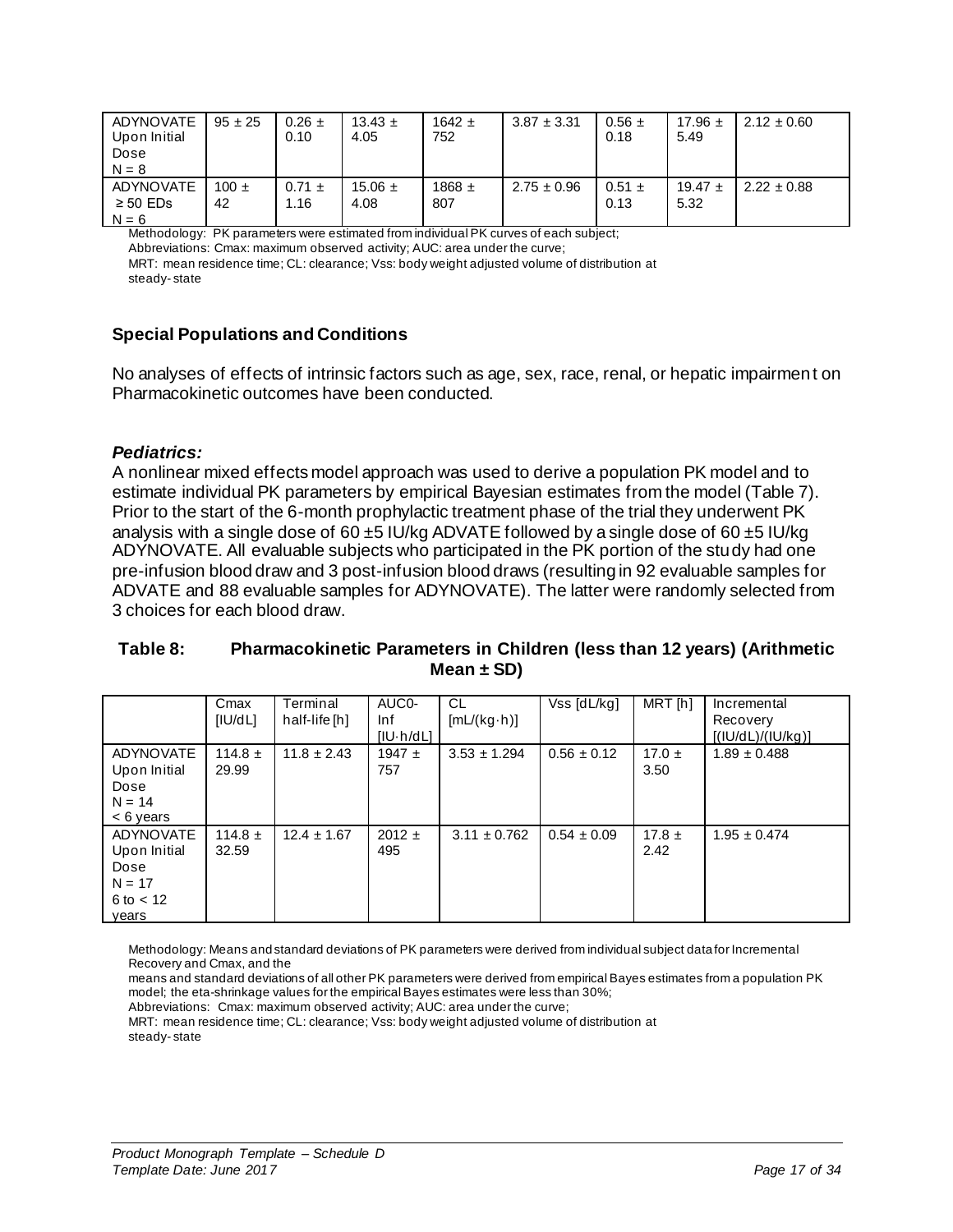| ADYNOVATE Upon Initial Dose N = 8 | 95 ± 25 | 0.26 ± 0.10 | 13.43 ± 4.05 | 1642 ± 752 | 3.87 ± 3.31 | 0.56 ± 0.18 | 17.96 ± 5.49 | 2.12 ± 0.60 |
|---|---|---|---|---|---|---|---|---|
| ADYNOVATE ≥ 50 EDs N = 6 | 100 ± 42 | 0.71 ± 1.16 | 15.06 ± 4.08 | 1868 ± 807 | 2.75 ± 0.96 | 0.51 ± 0.13 | 19.47 ± 5.32 | 2.22 ± 0.88 |

Methodology: PK parameters were estimated from individual PK curves of each subject;
Abbreviations: Cmax: maximum observed activity; AUC: area under the curve;
MRT: mean residence time; CL: clearance; Vss: body weight adjusted volume of distribution at steady-state

### Special Populations and Conditions

No analyses of effects of intrinsic factors such as age, sex, race, renal, or hepatic impairment on Pharmacokinetic outcomes have been conducted.

#### *Pediatrics:*

A nonlinear mixed effects model approach was used to derive a population PK model and to estimate individual PK parameters by empirical Bayesian estimates from the model (Table 7). Prior to the start of the 6-month prophylactic treatment phase of the trial they underwent PK analysis with a single dose of 60 ±5 IU/kg ADVATE followed by a single dose of 60 ±5 IU/kg ADYNOVATE. All evaluable subjects who participated in the PK portion of the study had one pre-infusion blood draw and 3 post-infusion blood draws (resulting in 92 evaluable samples for ADVATE and 88 evaluable samples for ADYNOVATE). The latter were randomly selected from 3 choices for each blood draw.

**Table 8: Pharmacokinetic Parameters in Children (less than 12 years) (Arithmetic Mean ± SD)**

| | Cmax [IU/dL] | Terminal half-life [h] | AUC0-Inf [IU·h/dL] | CL [mL/(kg·h)] | Vss [dL/kg] | MRT [h] | Incremental Recovery [(IU/dL)/(IU/kg)] |
|---|---|---|---|---|---|---|---|
| ADYNOVATE Upon Initial Dose N = 14 < 6 years | 114.8 ± 29.99 | 11.8 ± 2.43 | 1947 ± 757 | 3.53 ± 1.294 | 0.56 ± 0.12 | 17.0 ± 3.50 | 1.89 ± 0.488 |
| ADYNOVATE Upon Initial Dose N = 17 6 to < 12 years | 114.8 ± 32.59 | 12.4 ± 1.67 | 2012 ± 495 | 3.11 ± 0.762 | 0.54 ± 0.09 | 17.8 ± 2.42 | 1.95 ± 0.474 |

Methodology: Means and standard deviations of PK parameters were derived from individual subject data for Incremental Recovery and Cmax, and the means and standard deviations of all other PK parameters were derived from empirical Bayes estimates from a population PK model; the eta-shrinkage values for the empirical Bayes estimates were less than 30%;
Abbreviations: Cmax: maximum observed activity; AUC: area under the curve;
MRT: mean residence time; CL: clearance; Vss: body weight adjusted volume of distribution at steady-state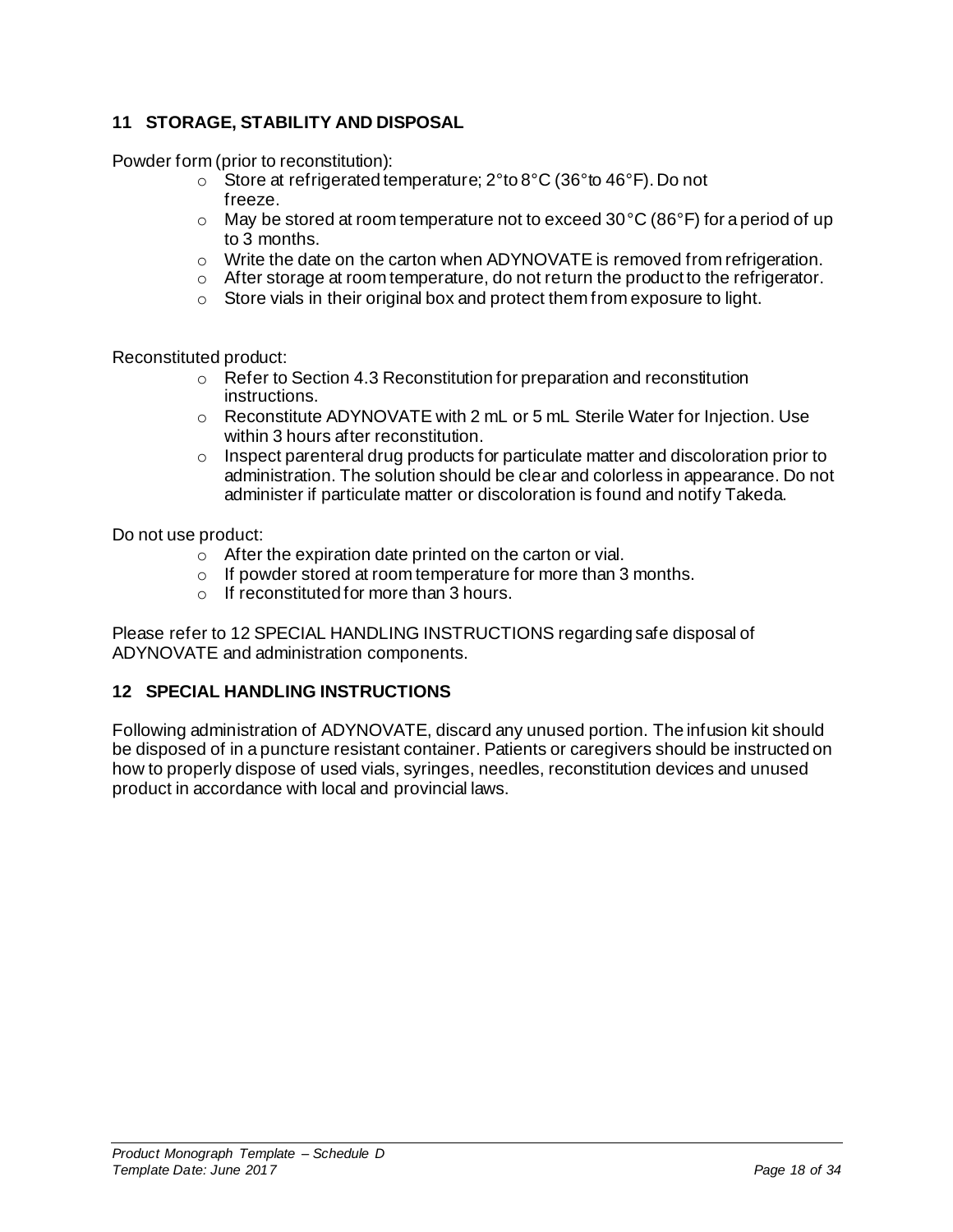## 11 STORAGE, STABILITY AND DISPOSAL

Powder form (prior to reconstitution):

- Store at refrigerated temperature; 2°to 8°C (36°to 46°F). Do not freeze.
- May be stored at room temperature not to exceed 30°C (86°F) for a period of up to 3 months.
- Write the date on the carton when ADYNOVATE is removed from refrigeration.
- After storage at room temperature, do not return the product to the refrigerator.
- Store vials in their original box and protect them from exposure to light.

Reconstituted product:

- Refer to Section 4.3 Reconstitution for preparation and reconstitution instructions.
- Reconstitute ADYNOVATE with 2 mL or 5 mL Sterile Water for Injection. Use within 3 hours after reconstitution.
- Inspect parenteral drug products for particulate matter and discoloration prior to administration. The solution should be clear and colorless in appearance. Do not administer if particulate matter or discoloration is found and notify Takeda.

Do not use product:

- After the expiration date printed on the carton or vial.
- If powder stored at room temperature for more than 3 months.
- If reconstituted for more than 3 hours.

Please refer to 12 SPECIAL HANDLING INSTRUCTIONS regarding safe disposal of ADYNOVATE and administration components.

## 12 SPECIAL HANDLING INSTRUCTIONS

Following administration of ADYNOVATE, discard any unused portion. The infusion kit should be disposed of in a puncture resistant container. Patients or caregivers should be instructed on how to properly dispose of used vials, syringes, needles, reconstitution devices and unused product in accordance with local and provincial laws.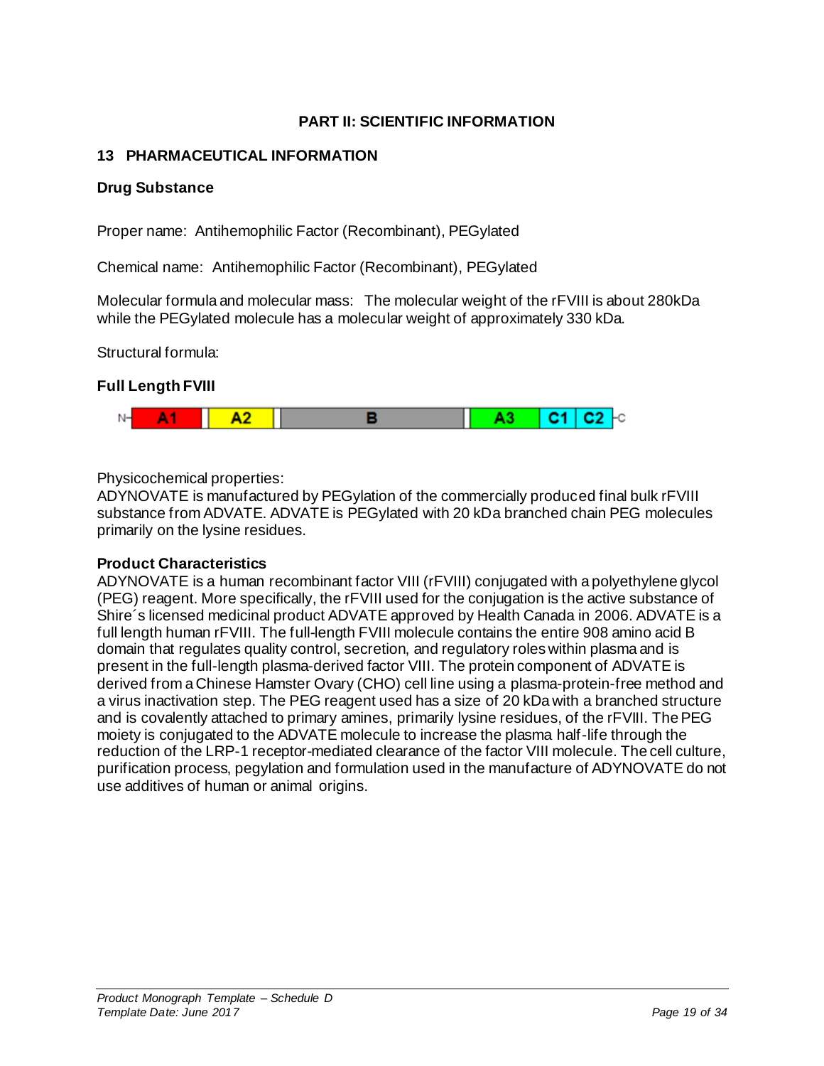# PART II: SCIENTIFIC INFORMATION

## 13 PHARMACEUTICAL INFORMATION

### Drug Substance

Proper name: Antihemophilic Factor (Recombinant), PEGylated

Chemical name: Antihemophilic Factor (Recombinant), PEGylated

Molecular formula and molecular mass: The molecular weight of the rFVIII is about 280kDa while the PEGylated molecule has a molecular weight of approximately 330 kDa.

Structural formula:

### Full Length FVIII

N- A1 | A2 | B | A3 | C1 | C2 -C

Physicochemical properties:
ADYNOVATE is manufactured by PEGylation of the commercially produced final bulk rFVIII substance from ADVATE. ADVATE is PEGylated with 20 kDa branched chain PEG molecules primarily on the lysine residues.

### Product Characteristics

ADYNOVATE is a human recombinant factor VIII (rFVIII) conjugated with a polyethylene glycol (PEG) reagent. More specifically, the rFVIII used for the conjugation is the active substance of Shire´s licensed medicinal product ADVATE approved by Health Canada in 2006. ADVATE is a full length human rFVIII. The full-length FVIII molecule contains the entire 908 amino acid B domain that regulates quality control, secretion, and regulatory roles within plasma and is present in the full-length plasma-derived factor VIII. The protein component of ADVATE is derived from a Chinese Hamster Ovary (CHO) cell line using a plasma-protein-free method and a virus inactivation step. The PEG reagent used has a size of 20 kDa with a branched structure and is covalently attached to primary amines, primarily lysine residues, of the rFVIII. The PEG moiety is conjugated to the ADVATE molecule to increase the plasma half-life through the reduction of the LRP-1 receptor-mediated clearance of the factor VIII molecule. The cell culture, purification process, pegylation and formulation used in the manufacture of ADYNOVATE do not use additives of human or animal origins.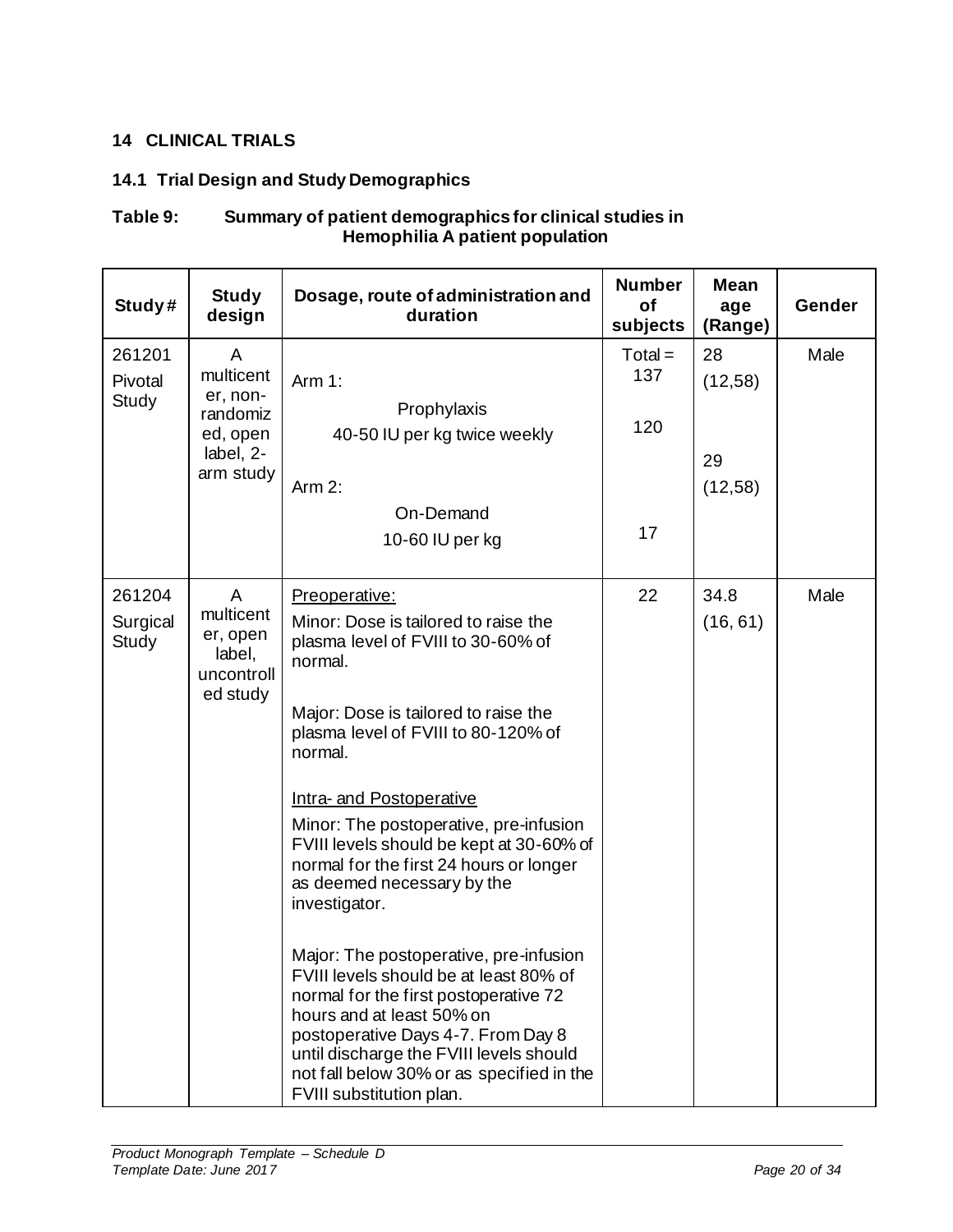## 14 CLINICAL TRIALS

### 14.1 Trial Design and Study Demographics

**Table 9: Summary of patient demographics for clinical studies in Hemophilia A patient population**

| Study # | Study design | Dosage, route of administration and duration | Number of subjects | Mean age (Range) | Gender |
|---|---|---|---|---|---|
| 261201 Pivotal Study | A multicenter, non-randomized, open label, 2-arm study | Arm 1: Prophylaxis 40-50 IU per kg twice weekly<br><br>Arm 2: On-Demand 10-60 IU per kg | Total = 137<br><br>120<br><br>17 | 28 (12,58)<br><br>29 (12,58) | Male |
| 261204 Surgical Study | A multicenter, open label, uncontrolled study | Preoperative:<br>Minor: Dose is tailored to raise the plasma level of FVIII to 30-60% of normal.<br><br>Major: Dose is tailored to raise the plasma level of FVIII to 80-120% of normal.<br><br>Intra- and Postoperative<br>Minor: The postoperative, pre-infusion FVIII levels should be kept at 30-60% of normal for the first 24 hours or longer as deemed necessary by the investigator.<br><br>Major: The postoperative, pre-infusion FVIII levels should be at least 80% of normal for the first postoperative 72 hours and at least 50% on postoperative Days 4-7. From Day 8 until discharge the FVIII levels should not fall below 30% or as specified in the FVIII substitution plan. | 22 | 34.8 (16, 61) | Male |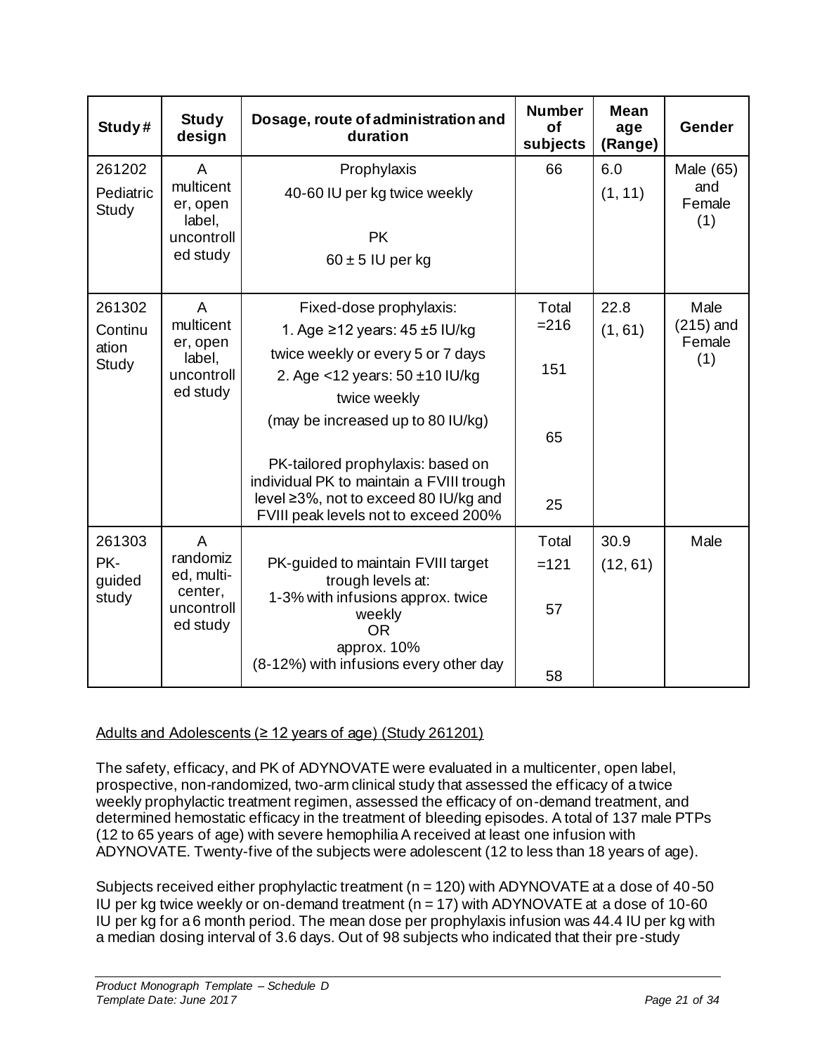| Study # | Study design | Dosage, route of administration and duration | Number of subjects | Mean age (Range) | Gender |
|---|---|---|---|---|---|
| 261202 Pediatric Study | A multicenter, open label, uncontrolled study | Prophylaxis<br>40-60 IU per kg twice weekly<br><br>PK<br>60 ± 5 IU per kg | 66 | 6.0<br>(1, 11) | Male (65) and Female (1) |
| 261302 Continuation Study | A multicenter, open label, uncontrolled study | Fixed-dose prophylaxis:<br>1. Age ≥12 years: 45 ±5 IU/kg twice weekly or every 5 or 7 days<br>2. Age <12 years: 50 ±10 IU/kg twice weekly<br>(may be increased up to 80 IU/kg)<br><br>PK-tailored prophylaxis: based on individual PK to maintain a FVIII trough level ≥3%, not to exceed 80 IU/kg and FVIII peak levels not to exceed 200% | Total =216<br><br>151<br><br>65<br><br>25 | 22.8<br>(1, 61) | Male (215) and Female (1) |
| 261303 PK-guided study | A randomized, multi-center, uncontrolled study | PK-guided to maintain FVIII target trough levels at:<br>1-3% with infusions approx. twice weekly<br>OR<br>approx. 10%<br>(8-12%) with infusions every other day | Total =121<br><br>57<br><br>58 | 30.9<br>(12, 61) | Male |

Adults and Adolescents (≥ 12 years of age) (Study 261201)

The safety, efficacy, and PK of ADYNOVATE were evaluated in a multicenter, open label, prospective, non-randomized, two-arm clinical study that assessed the efficacy of a twice weekly prophylactic treatment regimen, assessed the efficacy of on-demand treatment, and determined hemostatic efficacy in the treatment of bleeding episodes. A total of 137 male PTPs (12 to 65 years of age) with severe hemophilia A received at least one infusion with ADYNOVATE. Twenty-five of the subjects were adolescent (12 to less than 18 years of age).

Subjects received either prophylactic treatment (n = 120) with ADYNOVATE at a dose of 40-50 IU per kg twice weekly or on-demand treatment (n = 17) with ADYNOVATE at a dose of 10-60 IU per kg for a 6 month period. The mean dose per prophylaxis infusion was 44.4 IU per kg with a median dosing interval of 3.6 days. Out of 98 subjects who indicated that their pre-study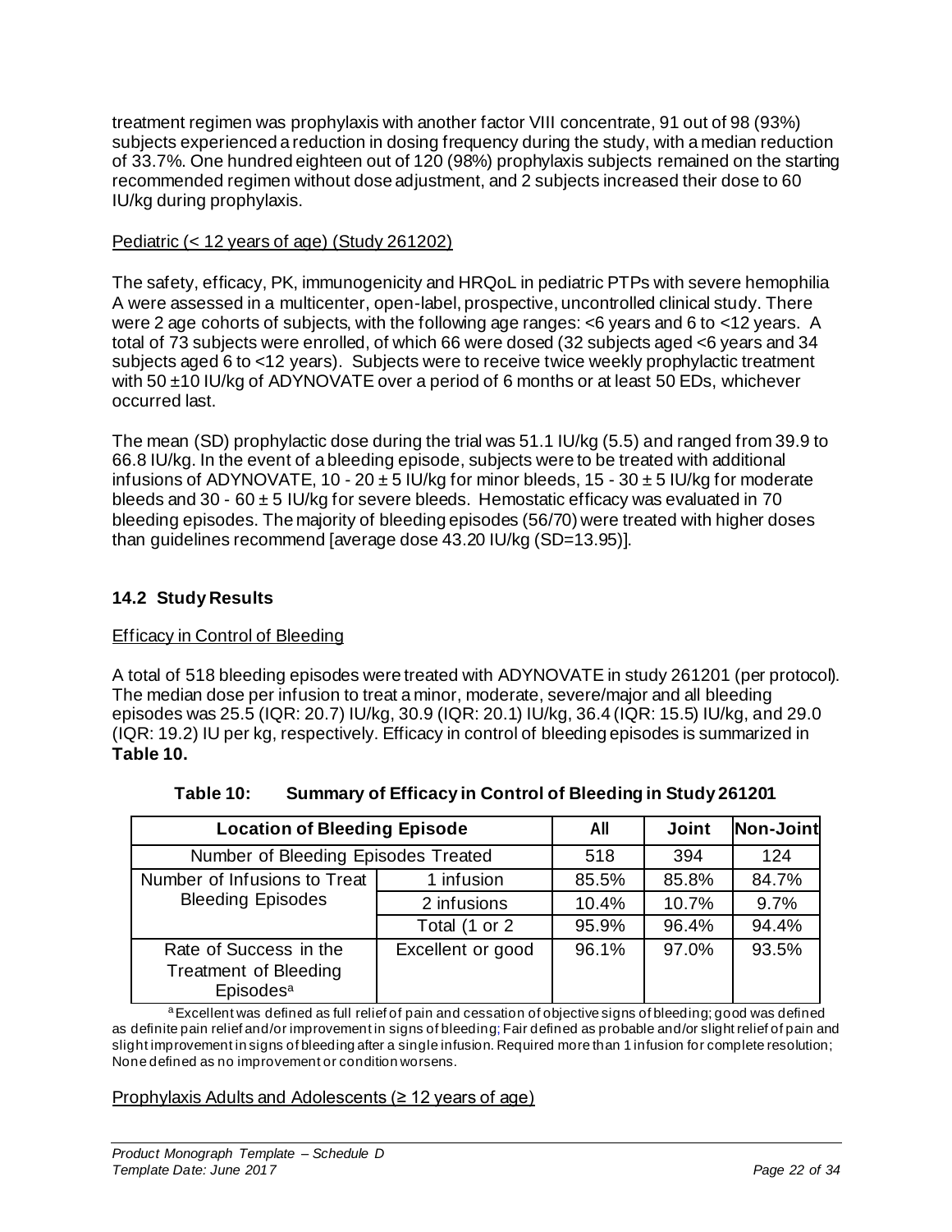treatment regimen was prophylaxis with another factor VIII concentrate, 91 out of 98 (93%) subjects experienced a reduction in dosing frequency during the study, with a median reduction of 33.7%. One hundred eighteen out of 120 (98%) prophylaxis subjects remained on the starting recommended regimen without dose adjustment, and 2 subjects increased their dose to 60 IU/kg during prophylaxis.

Pediatric (< 12 years of age) (Study 261202)

The safety, efficacy, PK, immunogenicity and HRQoL in pediatric PTPs with severe hemophilia A were assessed in a multicenter, open-label, prospective, uncontrolled clinical study. There were 2 age cohorts of subjects, with the following age ranges: <6 years and 6 to <12 years. A total of 73 subjects were enrolled, of which 66 were dosed (32 subjects aged <6 years and 34 subjects aged 6 to <12 years). Subjects were to receive twice weekly prophylactic treatment with 50 ±10 IU/kg of ADYNOVATE over a period of 6 months or at least 50 EDs, whichever occurred last.

The mean (SD) prophylactic dose during the trial was 51.1 IU/kg (5.5) and ranged from 39.9 to 66.8 IU/kg. In the event of a bleeding episode, subjects were to be treated with additional infusions of ADYNOVATE, 10 - 20 ± 5 IU/kg for minor bleeds, 15 - 30 ± 5 IU/kg for moderate bleeds and 30 - 60 ± 5 IU/kg for severe bleeds. Hemostatic efficacy was evaluated in 70 bleeding episodes. The majority of bleeding episodes (56/70) were treated with higher doses than guidelines recommend [average dose 43.20 IU/kg (SD=13.95)].

## 14.2 Study Results

Efficacy in Control of Bleeding

A total of 518 bleeding episodes were treated with ADYNOVATE in study 261201 (per protocol). The median dose per infusion to treat a minor, moderate, severe/major and all bleeding episodes was 25.5 (IQR: 20.7) IU/kg, 30.9 (IQR: 20.1) IU/kg, 36.4 (IQR: 15.5) IU/kg, and 29.0 (IQR: 19.2) IU per kg, respectively. Efficacy in control of bleeding episodes is summarized in **Table 10.**

**Table 10: Summary of Efficacy in Control of Bleeding in Study 261201**

| Location of Bleeding Episode | | All | Joint | Non-Joint |
|---|---|---|---|---|
| Number of Bleeding Episodes Treated | | 518 | 394 | 124 |
| Number of Infusions to Treat Bleeding Episodes | 1 infusion | 85.5% | 85.8% | 84.7% |
| | 2 infusions | 10.4% | 10.7% | 9.7% |
| | Total (1 or 2 | 95.9% | 96.4% | 94.4% |
| Rate of Success in the Treatment of Bleeding Episodes[a] | Excellent or good | 96.1% | 97.0% | 93.5% |

[a] Excellent was defined as full relief of pain and cessation of objective signs of bleeding; good was defined as definite pain relief and/or improvement in signs of bleeding; Fair defined as probable and/or slight relief of pain and slight improvement in signs of bleeding after a single infusion. Required more than 1 infusion for complete resolution; None defined as no improvement or condition worsens.

Prophylaxis Adults and Adolescents (≥ 12 years of age)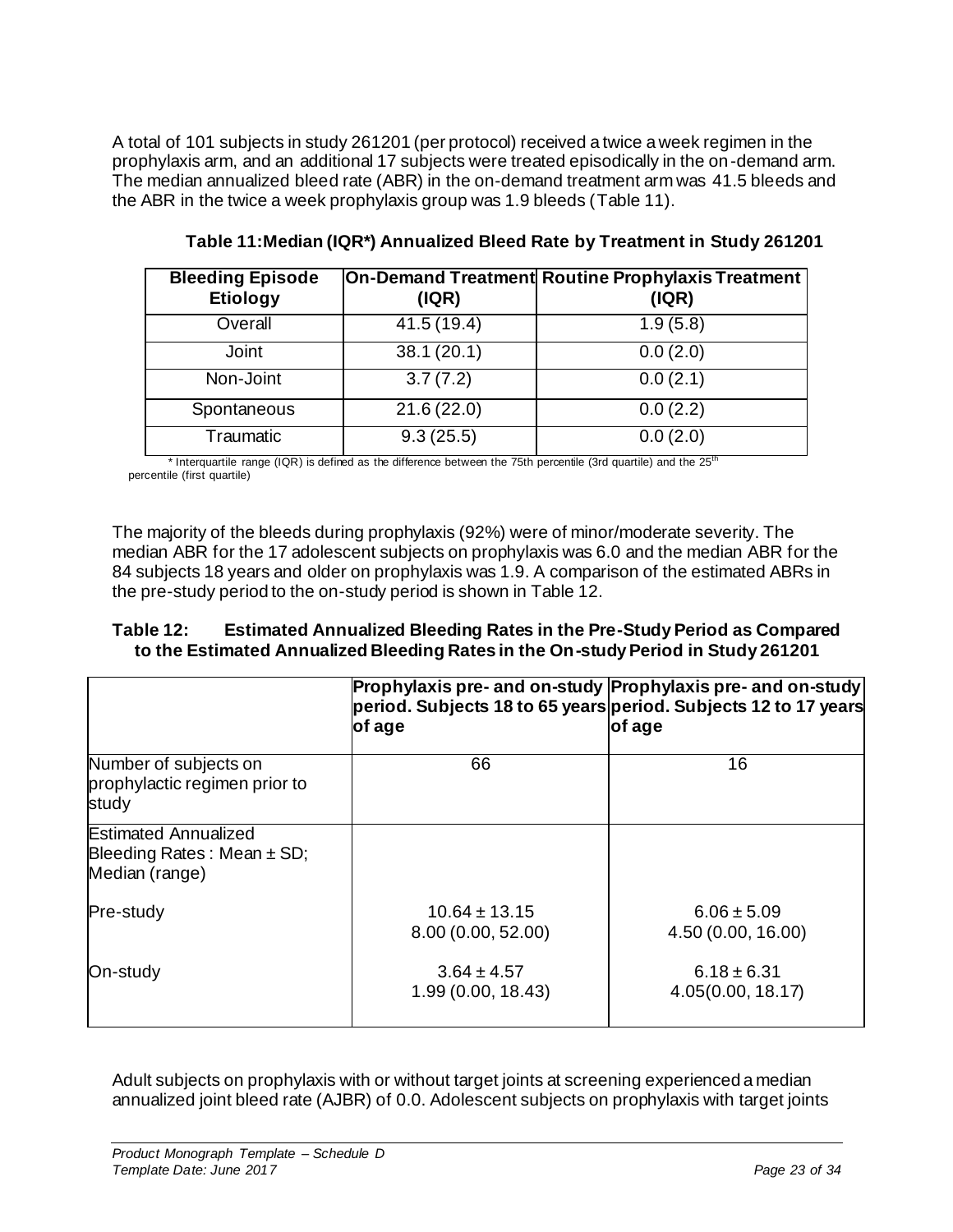A total of 101 subjects in study 261201 (per protocol) received a twice a week regimen in the prophylaxis arm, and an additional 17 subjects were treated episodically in the on-demand arm. The median annualized bleed rate (ABR) in the on-demand treatment arm was 41.5 bleeds and the ABR in the twice a week prophylaxis group was 1.9 bleeds (Table 11).

**Table 11: Median (IQR*) Annualized Bleed Rate by Treatment in Study 261201**

| Bleeding Episode Etiology | On-Demand Treatment (IQR) | Routine Prophylaxis Treatment (IQR) |
|---|---|---|
| Overall | 41.5 (19.4) | 1.9 (5.8) |
| Joint | 38.1 (20.1) | 0.0 (2.0) |
| Non-Joint | 3.7 (7.2) | 0.0 (2.1) |
| Spontaneous | 21.6 (22.0) | 0.0 (2.2) |
| Traumatic | 9.3 (25.5) | 0.0 (2.0) |

* Interquartile range (IQR) is defined as the difference between the 75th percentile (3rd quartile) and the 25th percentile (first quartile)

The majority of the bleeds during prophylaxis (92%) were of minor/moderate severity. The median ABR for the 17 adolescent subjects on prophylaxis was 6.0 and the median ABR for the 84 subjects 18 years and older on prophylaxis was 1.9. A comparison of the estimated ABRs in the pre-study period to the on-study period is shown in Table 12.

**Table 12: Estimated Annualized Bleeding Rates in the Pre-Study Period as Compared to the Estimated Annualized Bleeding Rates in the On-study Period in Study 261201**

| | Prophylaxis pre- and on-study period. Subjects 18 to 65 years of age | Prophylaxis pre- and on-study period. Subjects 12 to 17 years of age |
|---|---|---|
| Number of subjects on prophylactic regimen prior to study | 66 | 16 |
| Estimated Annualized Bleeding Rates : Mean ± SD; Median (range) | | |
| Pre-study | 10.64 ± 13.15<br>8.00 (0.00, 52.00) | 6.06 ± 5.09<br>4.50 (0.00, 16.00) |
| On-study | 3.64 ± 4.57<br>1.99 (0.00, 18.43) | 6.18 ± 6.31<br>4.05(0.00, 18.17) |

Adult subjects on prophylaxis with or without target joints at screening experienced a median annualized joint bleed rate (AJBR) of 0.0. Adolescent subjects on prophylaxis with target joints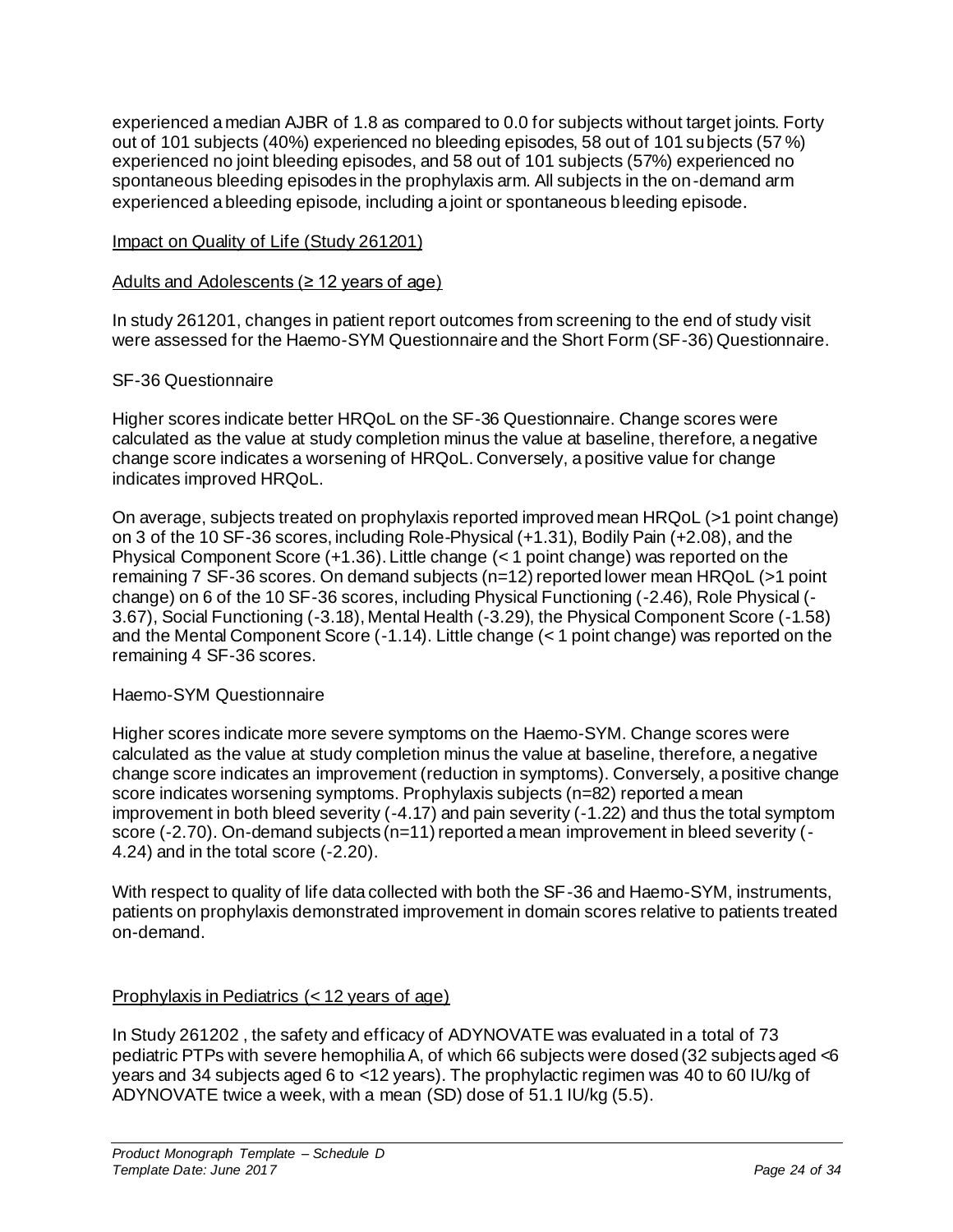experienced a median AJBR of 1.8 as compared to 0.0 for subjects without target joints. Forty out of 101 subjects (40%) experienced no bleeding episodes, 58 out of 101 subjects (57 %) experienced no joint bleeding episodes, and 58 out of 101 subjects (57%) experienced no spontaneous bleeding episodes in the prophylaxis arm. All subjects in the on-demand arm experienced a bleeding episode, including a joint or spontaneous bleeding episode.

Impact on Quality of Life (Study 261201)

Adults and Adolescents (≥ 12 years of age)

In study 261201, changes in patient report outcomes from screening to the end of study visit were assessed for the Haemo-SYM Questionnaire and the Short Form (SF-36) Questionnaire.

SF-36 Questionnaire

Higher scores indicate better HRQoL on the SF-36 Questionnaire. Change scores were calculated as the value at study completion minus the value at baseline, therefore, a negative change score indicates a worsening of HRQoL. Conversely, a positive value for change indicates improved HRQoL.

On average, subjects treated on prophylaxis reported improved mean HRQoL (>1 point change) on 3 of the 10 SF-36 scores, including Role-Physical (+1.31), Bodily Pain (+2.08), and the Physical Component Score (+1.36). Little change (< 1 point change) was reported on the remaining 7 SF-36 scores. On demand subjects (n=12) reported lower mean HRQoL (>1 point change) on 6 of the 10 SF-36 scores, including Physical Functioning (-2.46), Role Physical (-3.67), Social Functioning (-3.18), Mental Health (-3.29), the Physical Component Score (-1.58) and the Mental Component Score (-1.14). Little change (< 1 point change) was reported on the remaining 4 SF-36 scores.

Haemo-SYM Questionnaire

Higher scores indicate more severe symptoms on the Haemo-SYM. Change scores were calculated as the value at study completion minus the value at baseline, therefore, a negative change score indicates an improvement (reduction in symptoms). Conversely, a positive change score indicates worsening symptoms. Prophylaxis subjects (n=82) reported a mean improvement in both bleed severity (-4.17) and pain severity (-1.22) and thus the total symptom score (-2.70). On-demand subjects (n=11) reported a mean improvement in bleed severity (-4.24) and in the total score (-2.20).

With respect to quality of life data collected with both the SF-36 and Haemo-SYM, instruments, patients on prophylaxis demonstrated improvement in domain scores relative to patients treated on-demand.

Prophylaxis in Pediatrics (< 12 years of age)

In Study 261202 , the safety and efficacy of ADYNOVATE was evaluated in a total of 73 pediatric PTPs with severe hemophilia A, of which 66 subjects were dosed (32 subjects aged <6 years and 34 subjects aged 6 to <12 years). The prophylactic regimen was 40 to 60 IU/kg of ADYNOVATE twice a week, with a mean (SD) dose of 51.1 IU/kg (5.5).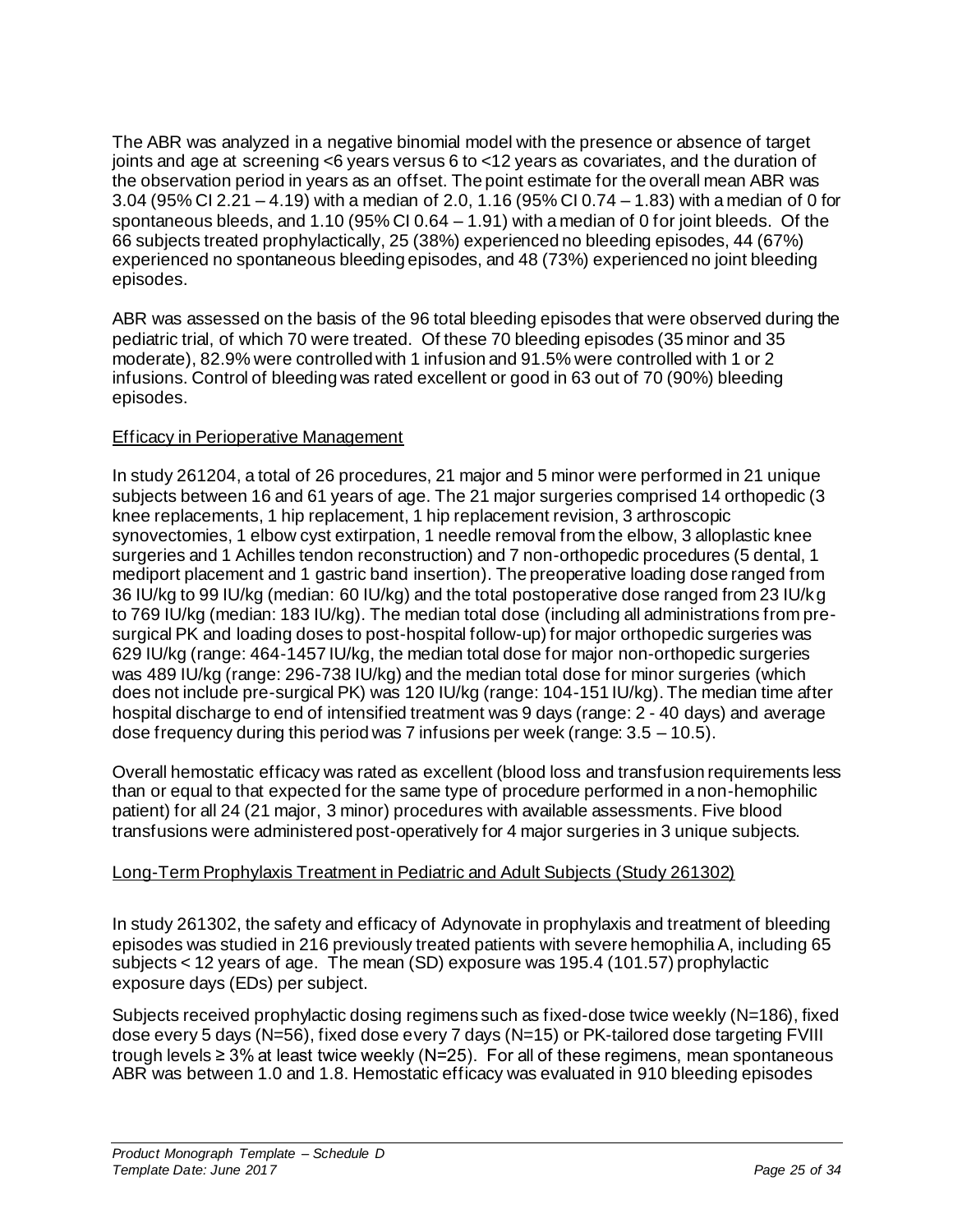The ABR was analyzed in a negative binomial model with the presence or absence of target joints and age at screening <6 years versus 6 to <12 years as covariates, and the duration of the observation period in years as an offset. The point estimate for the overall mean ABR was 3.04 (95% CI 2.21 – 4.19) with a median of 2.0, 1.16 (95% CI 0.74 – 1.83) with a median of 0 for spontaneous bleeds, and 1.10 (95% CI 0.64 – 1.91) with a median of 0 for joint bleeds. Of the 66 subjects treated prophylactically, 25 (38%) experienced no bleeding episodes, 44 (67%) experienced no spontaneous bleeding episodes, and 48 (73%) experienced no joint bleeding episodes.

ABR was assessed on the basis of the 96 total bleeding episodes that were observed during the pediatric trial, of which 70 were treated. Of these 70 bleeding episodes (35 minor and 35 moderate), 82.9% were controlled with 1 infusion and 91.5% were controlled with 1 or 2 infusions. Control of bleeding was rated excellent or good in 63 out of 70 (90%) bleeding episodes.

Efficacy in Perioperative Management

In study 261204, a total of 26 procedures, 21 major and 5 minor were performed in 21 unique subjects between 16 and 61 years of age. The 21 major surgeries comprised 14 orthopedic (3 knee replacements, 1 hip replacement, 1 hip replacement revision, 3 arthroscopic synovectomies, 1 elbow cyst extirpation, 1 needle removal from the elbow, 3 alloplastic knee surgeries and 1 Achilles tendon reconstruction) and 7 non-orthopedic procedures (5 dental, 1 mediport placement and 1 gastric band insertion). The preoperative loading dose ranged from 36 IU/kg to 99 IU/kg (median: 60 IU/kg) and the total postoperative dose ranged from 23 IU/kg to 769 IU/kg (median: 183 IU/kg). The median total dose (including all administrations from pre-surgical PK and loading doses to post-hospital follow-up) for major orthopedic surgeries was 629 IU/kg (range: 464-1457 IU/kg, the median total dose for major non-orthopedic surgeries was 489 IU/kg (range: 296-738 IU/kg) and the median total dose for minor surgeries (which does not include pre-surgical PK) was 120 IU/kg (range: 104-151 IU/kg). The median time after hospital discharge to end of intensified treatment was 9 days (range: 2 - 40 days) and average dose frequency during this period was 7 infusions per week (range: 3.5 – 10.5).

Overall hemostatic efficacy was rated as excellent (blood loss and transfusion requirements less than or equal to that expected for the same type of procedure performed in a non-hemophilic patient) for all 24 (21 major, 3 minor) procedures with available assessments. Five blood transfusions were administered post-operatively for 4 major surgeries in 3 unique subjects.

Long-Term Prophylaxis Treatment in Pediatric and Adult Subjects (Study 261302)

In study 261302, the safety and efficacy of Adynovate in prophylaxis and treatment of bleeding episodes was studied in 216 previously treated patients with severe hemophilia A, including 65 subjects < 12 years of age. The mean (SD) exposure was 195.4 (101.57) prophylactic exposure days (EDs) per subject.

Subjects received prophylactic dosing regimens such as fixed-dose twice weekly (N=186), fixed dose every 5 days (N=56), fixed dose every 7 days (N=15) or PK-tailored dose targeting FVIII trough levels ≥ 3% at least twice weekly (N=25). For all of these regimens, mean spontaneous ABR was between 1.0 and 1.8. Hemostatic efficacy was evaluated in 910 bleeding episodes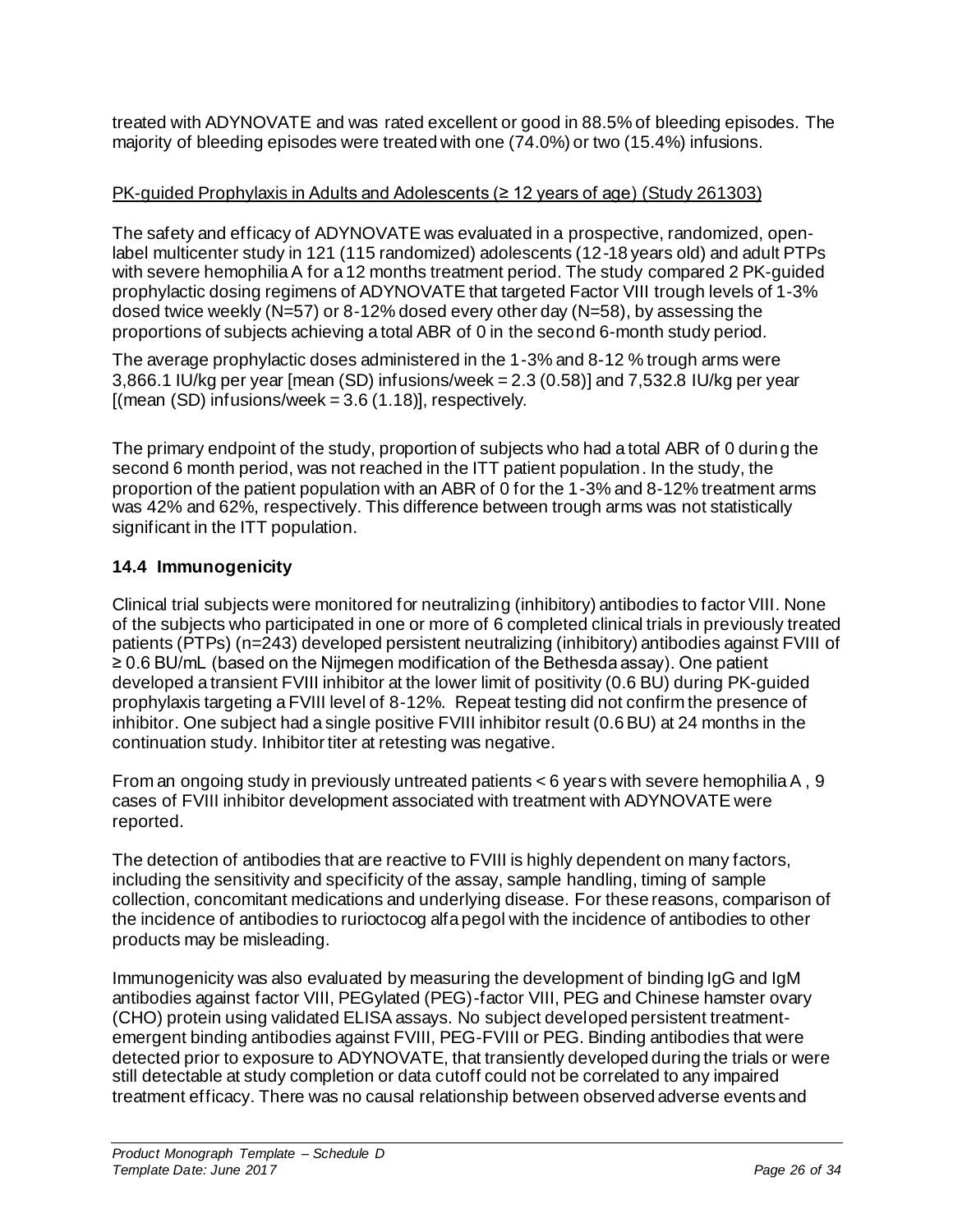treated with ADYNOVATE and was rated excellent or good in 88.5% of bleeding episodes. The majority of bleeding episodes were treated with one (74.0%) or two (15.4%) infusions.

PK-guided Prophylaxis in Adults and Adolescents (≥ 12 years of age) (Study 261303)

The safety and efficacy of ADYNOVATE was evaluated in a prospective, randomized, open-label multicenter study in 121 (115 randomized) adolescents (12-18 years old) and adult PTPs with severe hemophilia A for a 12 months treatment period. The study compared 2 PK-guided prophylactic dosing regimens of ADYNOVATE that targeted Factor VIII trough levels of 1-3% dosed twice weekly (N=57) or 8-12% dosed every other day (N=58), by assessing the proportions of subjects achieving a total ABR of 0 in the second 6-month study period.

The average prophylactic doses administered in the 1-3% and 8-12 % trough arms were 3,866.1 IU/kg per year [mean (SD) infusions/week = 2.3 (0.58)] and 7,532.8 IU/kg per year [(mean (SD) infusions/week = 3.6 (1.18)], respectively.

The primary endpoint of the study, proportion of subjects who had a total ABR of 0 during the second 6 month period, was not reached in the ITT patient population. In the study, the proportion of the patient population with an ABR of 0 for the 1-3% and 8-12% treatment arms was 42% and 62%, respectively. This difference between trough arms was not statistically significant in the ITT population.

## 14.4 Immunogenicity

Clinical trial subjects were monitored for neutralizing (inhibitory) antibodies to factor VIII. None of the subjects who participated in one or more of 6 completed clinical trials in previously treated patients (PTPs) (n=243) developed persistent neutralizing (inhibitory) antibodies against FVIII of ≥ 0.6 BU/mL (based on the Nijmegen modification of the Bethesda assay). One patient developed a transient FVIII inhibitor at the lower limit of positivity (0.6 BU) during PK-guided prophylaxis targeting a FVIII level of 8-12%. Repeat testing did not confirm the presence of inhibitor. One subject had a single positive FVIII inhibitor result (0.6 BU) at 24 months in the continuation study. Inhibitor titer at retesting was negative.

From an ongoing study in previously untreated patients < 6 years with severe hemophilia A , 9 cases of FVIII inhibitor development associated with treatment with ADYNOVATE were reported.

The detection of antibodies that are reactive to FVIII is highly dependent on many factors, including the sensitivity and specificity of the assay, sample handling, timing of sample collection, concomitant medications and underlying disease. For these reasons, comparison of the incidence of antibodies to rurioctocog alfa pegol with the incidence of antibodies to other products may be misleading.

Immunogenicity was also evaluated by measuring the development of binding IgG and IgM antibodies against factor VIII, PEGylated (PEG)-factor VIII, PEG and Chinese hamster ovary (CHO) protein using validated ELISA assays. No subject developed persistent treatment-emergent binding antibodies against FVIII, PEG-FVIII or PEG. Binding antibodies that were detected prior to exposure to ADYNOVATE, that transiently developed during the trials or were still detectable at study completion or data cutoff could not be correlated to any impaired treatment efficacy. There was no causal relationship between observed adverse events and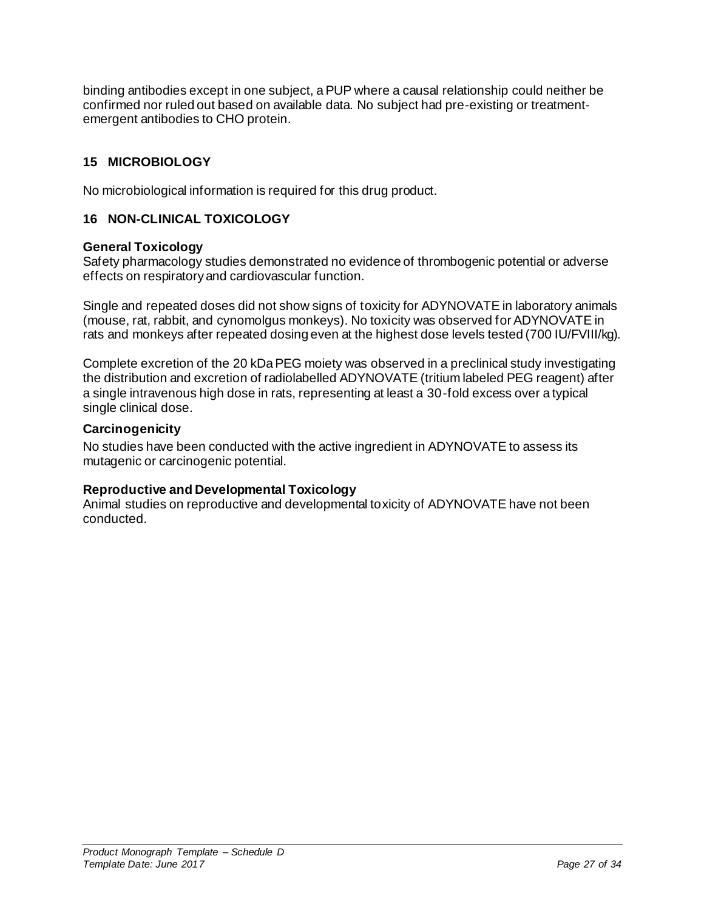binding antibodies except in one subject, a PUP where a causal relationship could neither be confirmed nor ruled out based on available data. No subject had pre-existing or treatment-emergent antibodies to CHO protein.

## 15 MICROBIOLOGY

No microbiological information is required for this drug product.

## 16 NON-CLINICAL TOXICOLOGY

### General Toxicology

Safety pharmacology studies demonstrated no evidence of thrombogenic potential or adverse effects on respiratory and cardiovascular function.

Single and repeated doses did not show signs of toxicity for ADYNOVATE in laboratory animals (mouse, rat, rabbit, and cynomolgus monkeys). No toxicity was observed for ADYNOVATE in rats and monkeys after repeated dosing even at the highest dose levels tested (700 IU/FVIII/kg).

Complete excretion of the 20 kDa PEG moiety was observed in a preclinical study investigating the distribution and excretion of radiolabelled ADYNOVATE (tritium labeled PEG reagent) after a single intravenous high dose in rats, representing at least a 30-fold excess over a typical single clinical dose.

### Carcinogenicity

No studies have been conducted with the active ingredient in ADYNOVATE to assess its mutagenic or carcinogenic potential.

### Reproductive and Developmental Toxicology

Animal studies on reproductive and developmental toxicity of ADYNOVATE have not been conducted.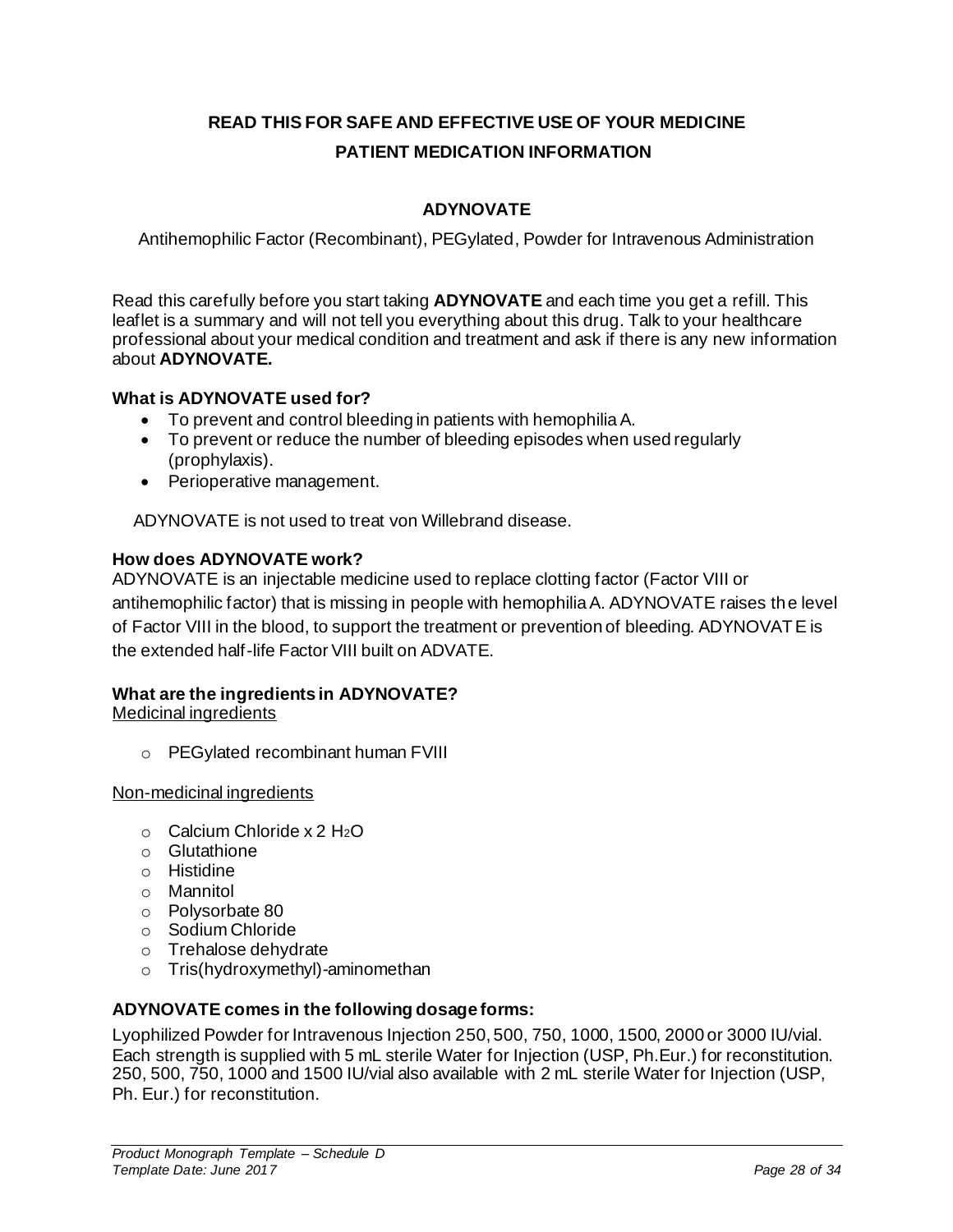# READ THIS FOR SAFE AND EFFECTIVE USE OF YOUR MEDICINE

# PATIENT MEDICATION INFORMATION

## ADYNOVATE

Antihemophilic Factor (Recombinant), PEGylated, Powder for Intravenous Administration

Read this carefully before you start taking **ADYNOVATE** and each time you get a refill. This leaflet is a summary and will not tell you everything about this drug. Talk to your healthcare professional about your medical condition and treatment and ask if there is any new information about **ADYNOVATE.**

### What is ADYNOVATE used for?

- To prevent and control bleeding in patients with hemophilia A.
- To prevent or reduce the number of bleeding episodes when used regularly (prophylaxis).
- Perioperative management.

ADYNOVATE is not used to treat von Willebrand disease.

### How does ADYNOVATE work?

ADYNOVATE is an injectable medicine used to replace clotting factor (Factor VIII or antihemophilic factor) that is missing in people with hemophilia A. ADYNOVATE raises the level of Factor VIII in the blood, to support the treatment or prevention of bleeding. ADYNOVATE is the extended half-life Factor VIII built on ADVATE.

### What are the ingredients in ADYNOVATE?

Medicinal ingredients

- PEGylated recombinant human FVIII

Non-medicinal ingredients

- Calcium Chloride x 2 $H_2O$
- Glutathione
- Histidine
- Mannitol
- Polysorbate 80
- Sodium Chloride
- Trehalose dehydrate
- Tris(hydroxymethyl)-aminomethan

### ADYNOVATE comes in the following dosage forms:

Lyophilized Powder for Intravenous Injection 250, 500, 750, 1000, 1500, 2000 or 3000 IU/vial. Each strength is supplied with 5 mL sterile Water for Injection (USP, Ph.Eur.) for reconstitution. 250, 500, 750, 1000 and 1500 IU/vial also available with 2 mL sterile Water for Injection (USP, Ph. Eur.) for reconstitution.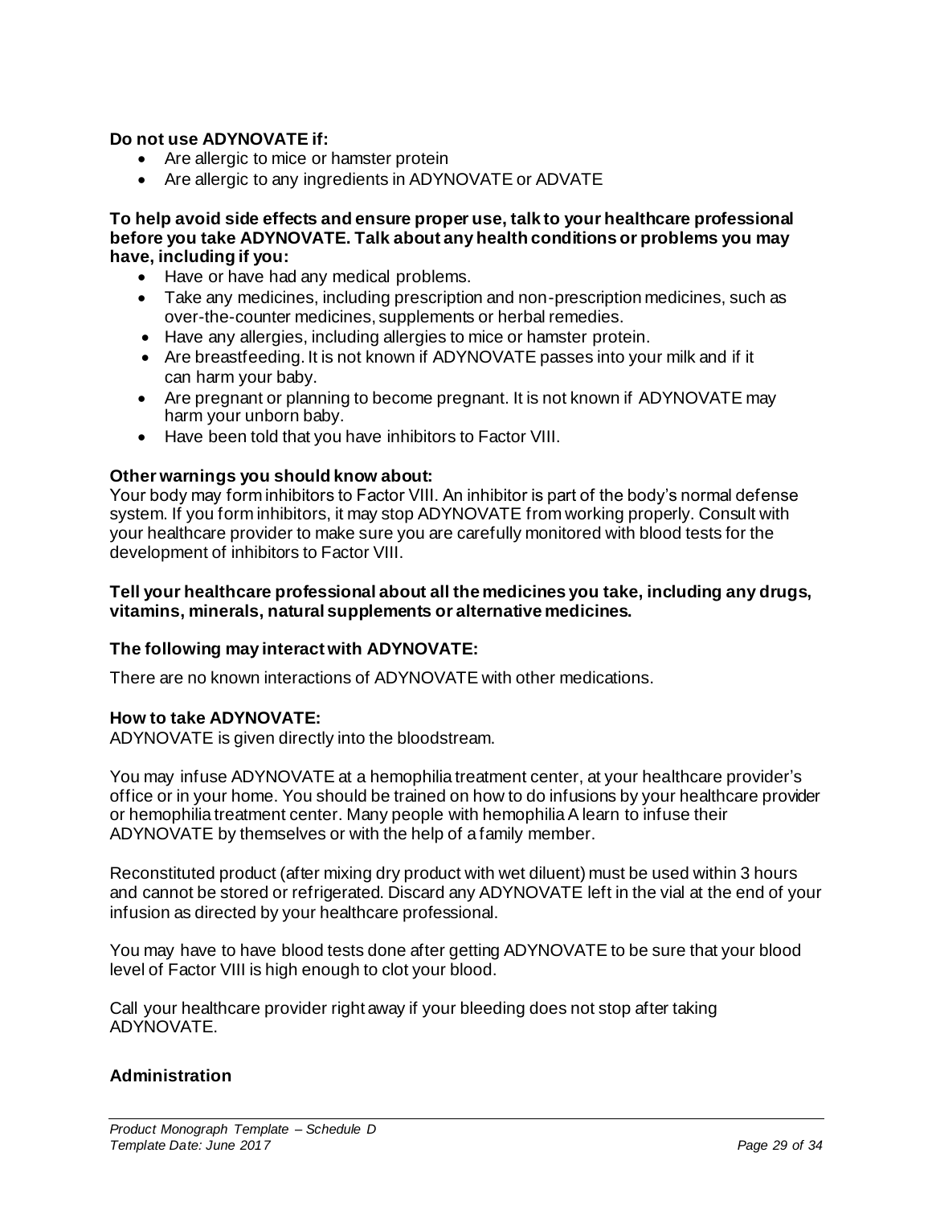**Do not use ADYNOVATE if:**

- Are allergic to mice or hamster protein
- Are allergic to any ingredients in ADYNOVATE or ADVATE

**To help avoid side effects and ensure proper use, talk to your healthcare professional before you take ADYNOVATE. Talk about any health conditions or problems you may have, including if you:**

- Have or have had any medical problems.
- Take any medicines, including prescription and non-prescription medicines, such as over-the-counter medicines, supplements or herbal remedies.
- Have any allergies, including allergies to mice or hamster protein.
- Are breastfeeding. It is not known if ADYNOVATE passes into your milk and if it can harm your baby.
- Are pregnant or planning to become pregnant. It is not known if ADYNOVATE may harm your unborn baby.
- Have been told that you have inhibitors to Factor VIII.

**Other warnings you should know about:**

Your body may form inhibitors to Factor VIII. An inhibitor is part of the body's normal defense system. If you form inhibitors, it may stop ADYNOVATE from working properly. Consult with your healthcare provider to make sure you are carefully monitored with blood tests for the development of inhibitors to Factor VIII.

**Tell your healthcare professional about all the medicines you take, including any drugs, vitamins, minerals, natural supplements or alternative medicines.**

**The following may interact with ADYNOVATE:**

There are no known interactions of ADYNOVATE with other medications.

**How to take ADYNOVATE:**

ADYNOVATE is given directly into the bloodstream.

You may infuse ADYNOVATE at a hemophilia treatment center, at your healthcare provider's office or in your home. You should be trained on how to do infusions by your healthcare provider or hemophilia treatment center. Many people with hemophilia A learn to infuse their ADYNOVATE by themselves or with the help of a family member.

Reconstituted product (after mixing dry product with wet diluent) must be used within 3 hours and cannot be stored or refrigerated. Discard any ADYNOVATE left in the vial at the end of your infusion as directed by your healthcare professional.

You may have to have blood tests done after getting ADYNOVATE to be sure that your blood level of Factor VIII is high enough to clot your blood.

Call your healthcare provider right away if your bleeding does not stop after taking ADYNOVATE.

**Administration**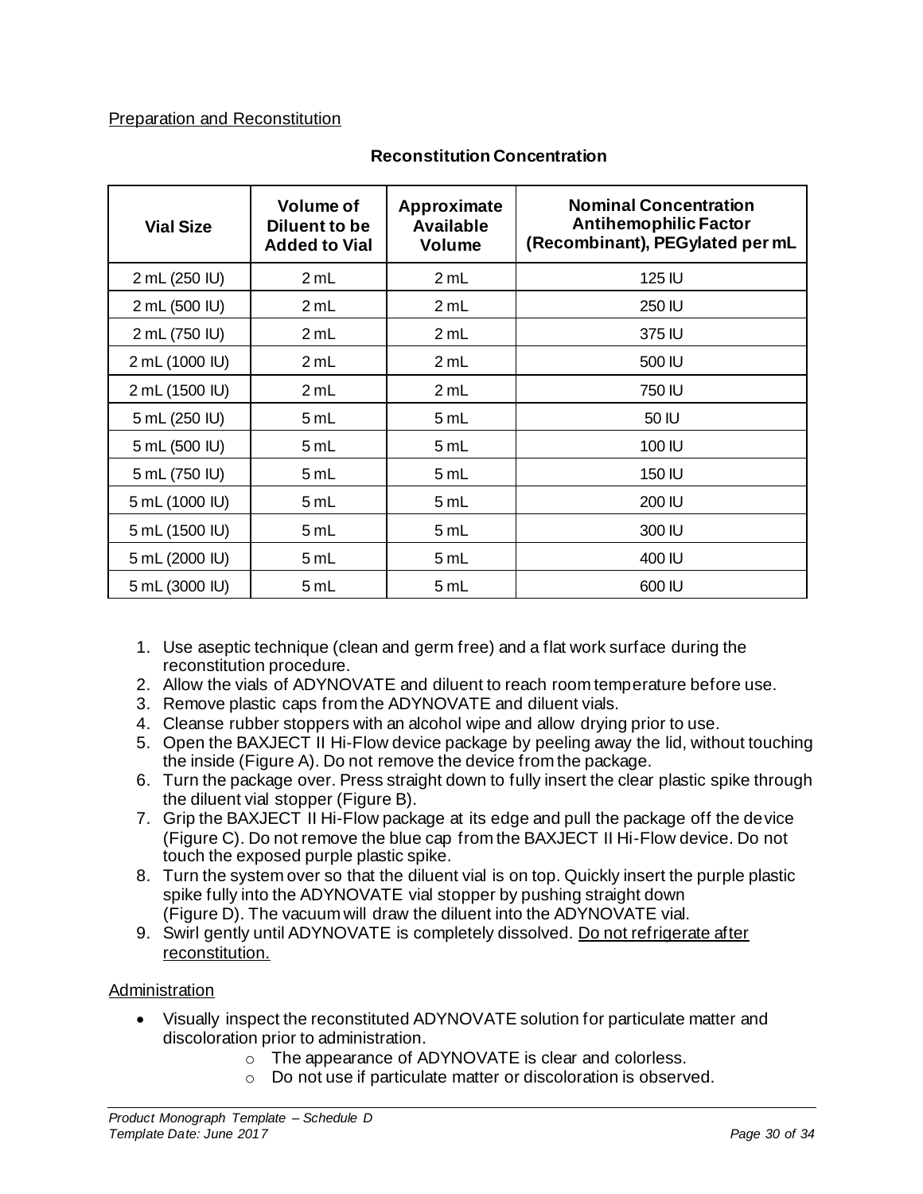Preparation and Reconstitution

**Reconstitution Concentration**

| Vial Size | Volume of Diluent to be Added to Vial | Approximate Available Volume | Nominal Concentration Antihemophilic Factor (Recombinant), PEGylated per mL |
|---|---|---|---|
| 2 mL (250 IU) | 2 mL | 2 mL | 125 IU |
| 2 mL (500 IU) | 2 mL | 2 mL | 250 IU |
| 2 mL (750 IU) | 2 mL | 2 mL | 375 IU |
| 2 mL (1000 IU) | 2 mL | 2 mL | 500 IU |
| 2 mL (1500 IU) | 2 mL | 2 mL | 750 IU |
| 5 mL (250 IU) | 5 mL | 5 mL | 50 IU |
| 5 mL (500 IU) | 5 mL | 5 mL | 100 IU |
| 5 mL (750 IU) | 5 mL | 5 mL | 150 IU |
| 5 mL (1000 IU) | 5 mL | 5 mL | 200 IU |
| 5 mL (1500 IU) | 5 mL | 5 mL | 300 IU |
| 5 mL (2000 IU) | 5 mL | 5 mL | 400 IU |
| 5 mL (3000 IU) | 5 mL | 5 mL | 600 IU |

1. Use aseptic technique (clean and germ free) and a flat work surface during the reconstitution procedure.
2. Allow the vials of ADYNOVATE and diluent to reach room temperature before use.
3. Remove plastic caps from the ADYNOVATE and diluent vials.
4. Cleanse rubber stoppers with an alcohol wipe and allow drying prior to use.
5. Open the BAXJECT II Hi-Flow device package by peeling away the lid, without touching the inside (Figure A). Do not remove the device from the package.
6. Turn the package over. Press straight down to fully insert the clear plastic spike through the diluent vial stopper (Figure B).
7. Grip the BAXJECT II Hi-Flow package at its edge and pull the package off the device (Figure C). Do not remove the blue cap from the BAXJECT II Hi-Flow device. Do not touch the exposed purple plastic spike.
8. Turn the system over so that the diluent vial is on top. Quickly insert the purple plastic spike fully into the ADYNOVATE vial stopper by pushing straight down (Figure D). The vacuum will draw the diluent into the ADYNOVATE vial.
9. Swirl gently until ADYNOVATE is completely dissolved. Do not refrigerate after reconstitution.

Administration

- Visually inspect the reconstituted ADYNOVATE solution for particulate matter and discoloration prior to administration.
  - The appearance of ADYNOVATE is clear and colorless.
  - Do not use if particulate matter or discoloration is observed.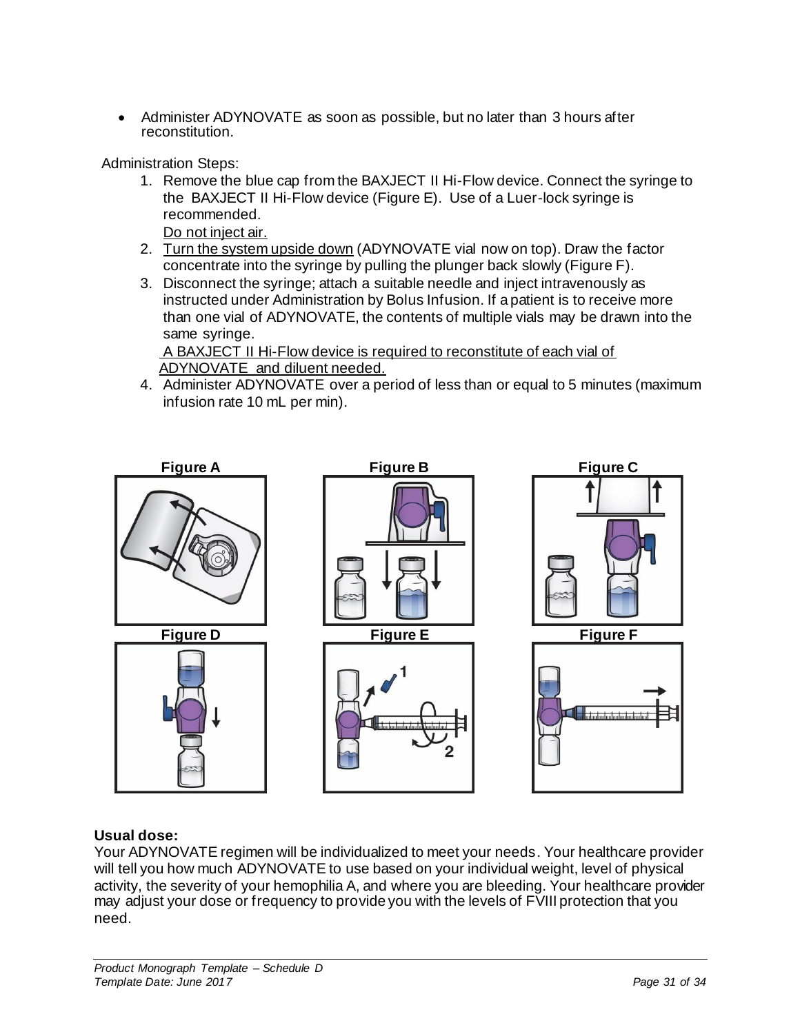- Administer ADYNOVATE as soon as possible, but no later than 3 hours after reconstitution.

Administration Steps:

1. Remove the blue cap from the BAXJECT II Hi-Flow device. Connect the syringe to the BAXJECT II Hi-Flow device (Figure E). Use of a Luer-lock syringe is recommended.
   Do not inject air.
2. Turn the system upside down (ADYNOVATE vial now on top). Draw the factor concentrate into the syringe by pulling the plunger back slowly (Figure F).
3. Disconnect the syringe; attach a suitable needle and inject intravenously as instructed under Administration by Bolus Infusion. If a patient is to receive more than one vial of ADYNOVATE, the contents of multiple vials may be drawn into the same syringe.
   A BAXJECT II Hi-Flow device is required to reconstitute of each vial of ADYNOVATE and diluent needed.
4. Administer ADYNOVATE over a period of less than or equal to 5 minutes (maximum infusion rate 10 mL per min).

Figure A

Figure B

Figure C

Figure D

Figure E

Figure F

**Usual dose:**

Your ADYNOVATE regimen will be individualized to meet your needs. Your healthcare provider will tell you how much ADYNOVATE to use based on your individual weight, level of physical activity, the severity of your hemophilia A, and where you are bleeding. Your healthcare provider may adjust your dose or frequency to provide you with the levels of FVIII protection that you need.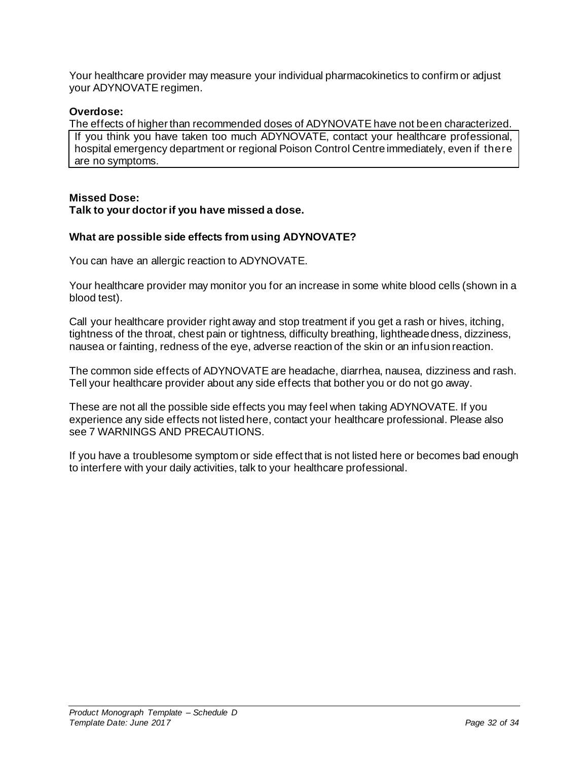Your healthcare provider may measure your individual pharmacokinetics to confirm or adjust your ADYNOVATE regimen.

**Overdose:**

The effects of higher than recommended doses of ADYNOVATE have not been characterized.

| If you think you have taken too much ADYNOVATE, contact your healthcare professional, hospital emergency department or regional Poison Control Centre immediately, even if there are no symptoms. |
|---|

**Missed Dose:**

**Talk to your doctor if you have missed a dose.**

**What are possible side effects from using ADYNOVATE?**

You can have an allergic reaction to ADYNOVATE.

Your healthcare provider may monitor you for an increase in some white blood cells (shown in a blood test).

Call your healthcare provider right away and stop treatment if you get a rash or hives, itching, tightness of the throat, chest pain or tightness, difficulty breathing, lightheadedness, dizziness, nausea or fainting, redness of the eye, adverse reaction of the skin or an infusion reaction.

The common side effects of ADYNOVATE are headache, diarrhea, nausea, dizziness and rash. Tell your healthcare provider about any side effects that bother you or do not go away.

These are not all the possible side effects you may feel when taking ADYNOVATE. If you experience any side effects not listed here, contact your healthcare professional. Please also see 7 WARNINGS AND PRECAUTIONS.

If you have a troublesome symptom or side effect that is not listed here or becomes bad enough to interfere with your daily activities, talk to your healthcare professional.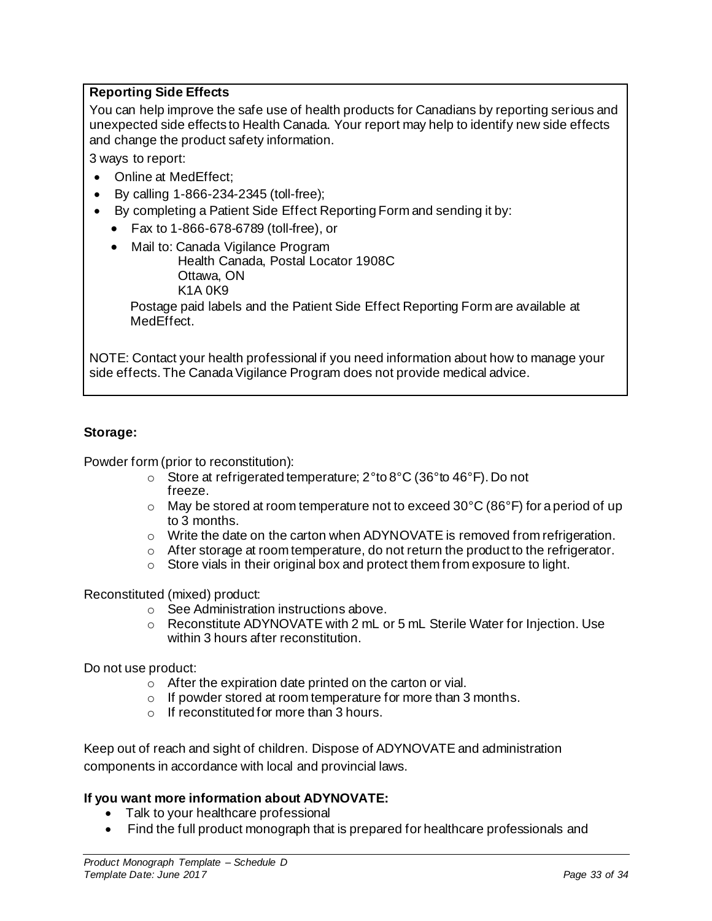**Reporting Side Effects**

You can help improve the safe use of health products for Canadians by reporting serious and unexpected side effects to Health Canada. Your report may help to identify new side effects and change the product safety information.

3 ways to report:

- Online at MedEffect;
- By calling 1-866-234-2345 (toll-free);
- By completing a Patient Side Effect Reporting Form and sending it by:
  - Fax to 1-866-678-6789 (toll-free), or
  - Mail to: Canada Vigilance Program
    Health Canada, Postal Locator 1908C
    Ottawa, ON
    K1A 0K9

    Postage paid labels and the Patient Side Effect Reporting Form are available at MedEffect.

NOTE: Contact your health professional if you need information about how to manage your side effects. The Canada Vigilance Program does not provide medical advice.

**Storage:**

Powder form (prior to reconstitution):

- Store at refrigerated temperature; 2°to 8°C (36°to 46°F). Do not freeze.
- May be stored at room temperature not to exceed 30°C (86°F) for a period of up to 3 months.
- Write the date on the carton when ADYNOVATE is removed from refrigeration.
- After storage at room temperature, do not return the product to the refrigerator.
- Store vials in their original box and protect them from exposure to light.

Reconstituted (mixed) product:

- See Administration instructions above.
- Reconstitute ADYNOVATE with 2 mL or 5 mL Sterile Water for Injection. Use within 3 hours after reconstitution.

Do not use product:

- After the expiration date printed on the carton or vial.
- If powder stored at room temperature for more than 3 months.
- If reconstituted for more than 3 hours.

Keep out of reach and sight of children. Dispose of ADYNOVATE and administration components in accordance with local and provincial laws.

**If you want more information about ADYNOVATE:**

- Talk to your healthcare professional
- Find the full product monograph that is prepared for healthcare professionals and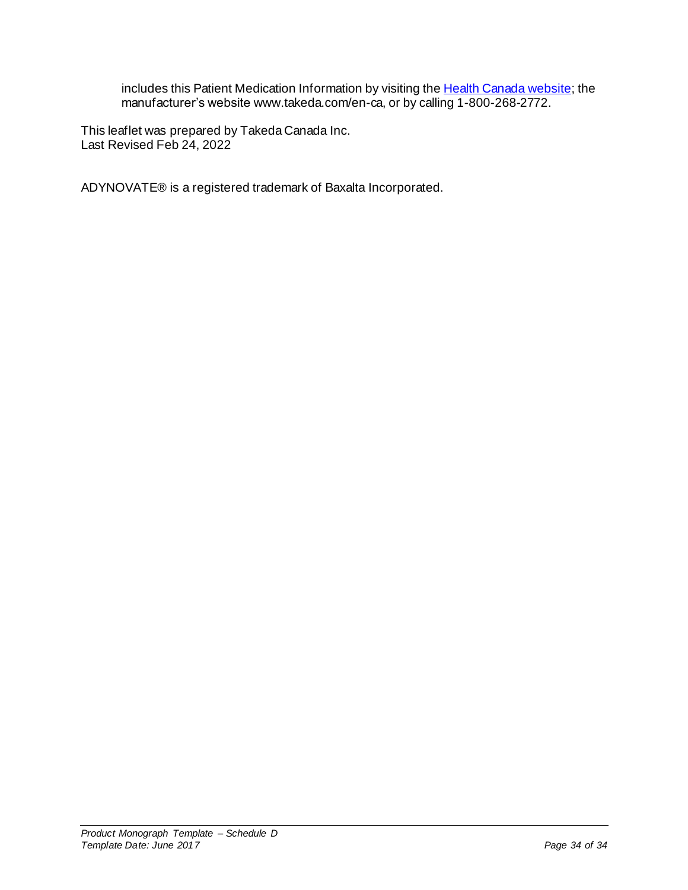includes this Patient Medication Information by visiting the [Health Canada website](); the manufacturer's website www.takeda.com/en-ca, or by calling 1-800-268-2772.

This leaflet was prepared by Takeda Canada Inc.
Last Revised Feb 24, 2022

ADYNOVATE® is a registered trademark of Baxalta Incorporated.